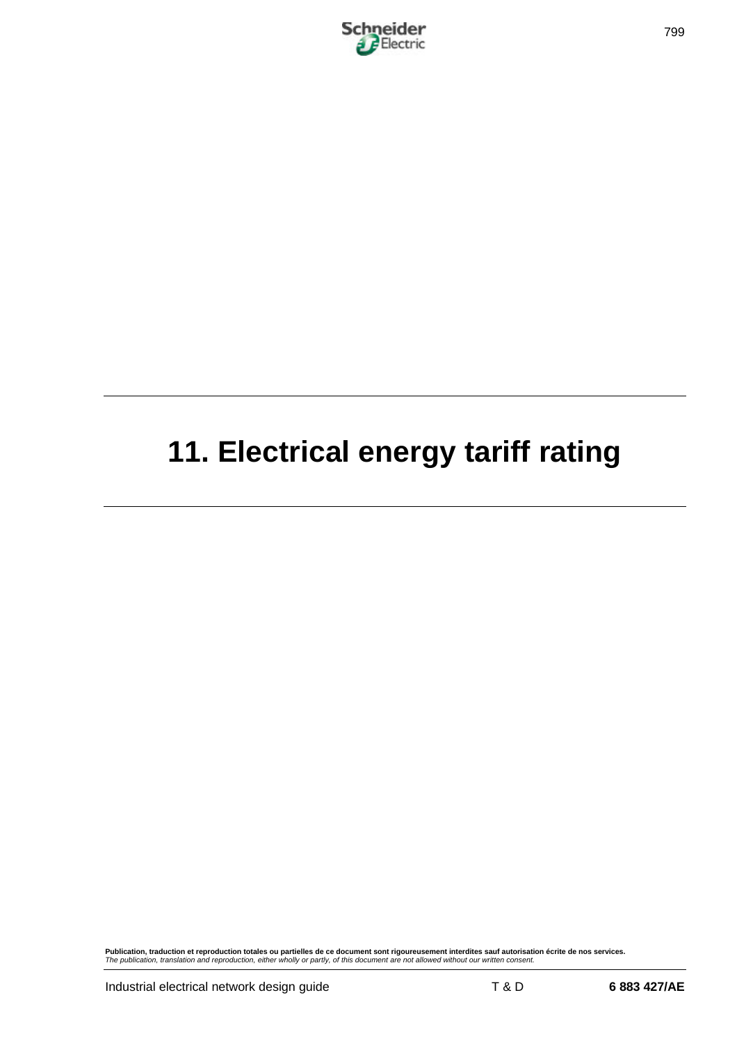# 11. Electrical energy tariff rating

**Publication, traduction et reproduction totales ou partielles de ce document sont rigoureusement interdites sauf autorisation écrite de nos services.**
*The publication, translation and reproduction, either wholly or partly, of this document are not allowed without our written consent.*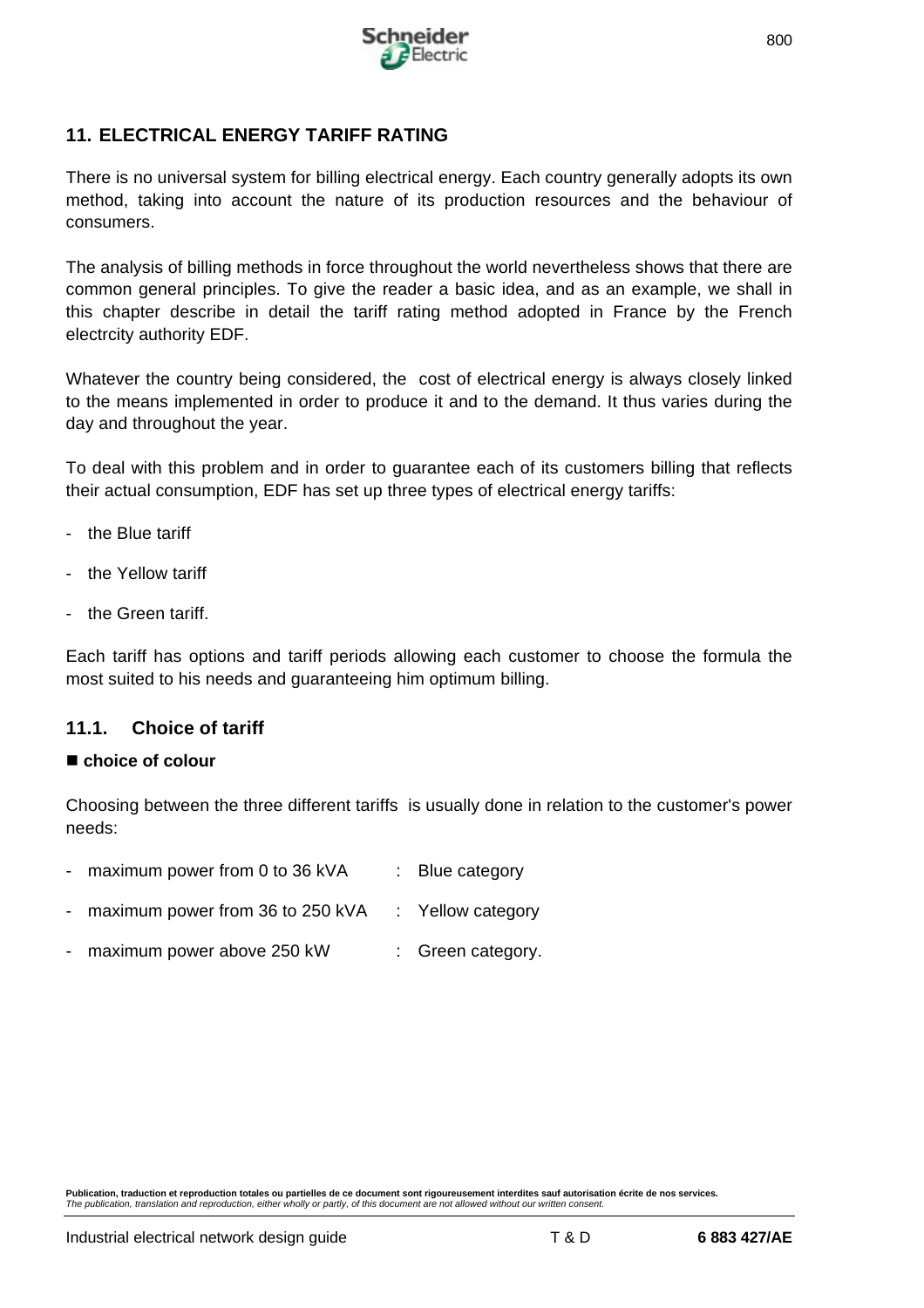## 11. ELECTRICAL ENERGY TARIFF RATING

There is no universal system for billing electrical energy. Each country generally adopts its own method, taking into account the nature of its production resources and the behaviour of consumers.

The analysis of billing methods in force throughout the world nevertheless shows that there are common general principles. To give the reader a basic idea, and as an example, we shall in this chapter describe in detail the tariff rating method adopted in France by the French electrcity authority EDF.

Whatever the country being considered, the cost of electrical energy is always closely linked to the means implemented in order to produce it and to the demand. It thus varies during the day and throughout the year.

To deal with this problem and in order to guarantee each of its customers billing that reflects their actual consumption, EDF has set up three types of electrical energy tariffs:

- the Blue tariff
- the Yellow tariff
- the Green tariff.

Each tariff has options and tariff periods allowing each customer to choose the formula the most suited to his needs and guaranteeing him optimum billing.

### 11.1. Choice of tariff

■ **choice of colour**

Choosing between the three different tariffs is usually done in relation to the customer's power needs:

- maximum power from 0 to 36 kVA : Blue category
- maximum power from 36 to 250 kVA : Yellow category
- maximum power above 250 kW : Green category.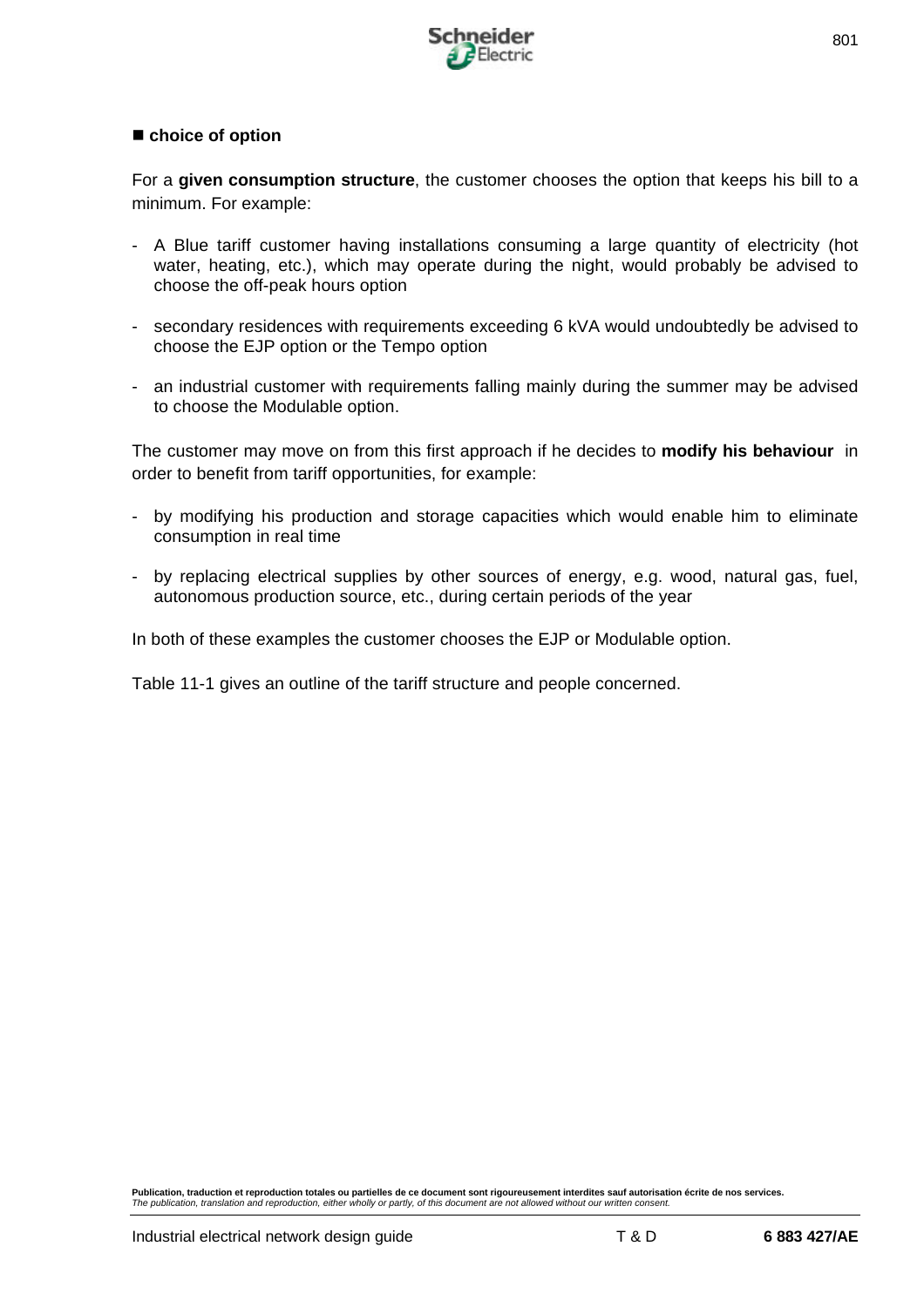■ **choice of option**

For a **given consumption structure**, the customer chooses the option that keeps his bill to a minimum. For example:

- A Blue tariff customer having installations consuming a large quantity of electricity (hot water, heating, etc.), which may operate during the night, would probably be advised to choose the off-peak hours option

- secondary residences with requirements exceeding 6 kVA would undoubtedly be advised to choose the EJP option or the Tempo option

- an industrial customer with requirements falling mainly during the summer may be advised to choose the Modulable option.

The customer may move on from this first approach if he decides to **modify his behaviour** in order to benefit from tariff opportunities, for example:

- by modifying his production and storage capacities which would enable him to eliminate consumption in real time

- by replacing electrical supplies by other sources of energy, e.g. wood, natural gas, fuel, autonomous production source, etc., during certain periods of the year

In both of these examples the customer chooses the EJP or Modulable option.

Table 11-1 gives an outline of the tariff structure and people concerned.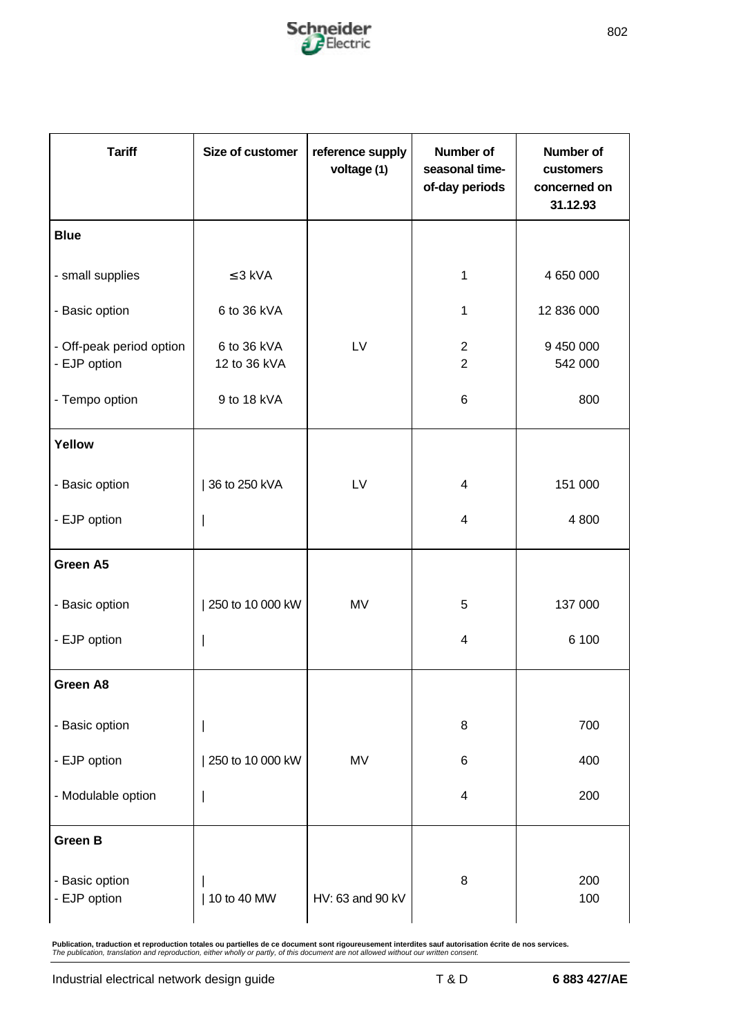| Tariff | Size of customer | reference supply voltage (1) | Number of seasonal time-of-day periods | Number of customers concerned on 31.12.93 |
|---|---|---|---|---|
| **Blue** | | | | |
| - small supplies | ≤ 3 kVA | | 1 | 4 650 000 |
| - Basic option | 6 to 36 kVA | | 1 | 12 836 000 |
| - Off-peak period option | 6 to 36 kVA | LV | 2 | 9 450 000 |
| - EJP option | 12 to 36 kVA | | 2 | 542 000 |
| - Tempo option | 9 to 18 kVA | | 6 | 800 |
| **Yellow** | | | | |
| - Basic option | 36 to 250 kVA | LV | 4 | 151 000 |
| - EJP option | | | | 4 | 4 800 |
| **Green A5** | | | | |
| - Basic option | 250 to 10 000 kW | MV | 5 | 137 000 |
| - EJP option | | | | 4 | 6 100 |
| **Green A8** | | | | |
| - Basic option | | | | 8 | 700 |
| - EJP option | 250 to 10 000 kW | MV | 6 | 400 |
| - Modulable option | | | | 4 | 200 |
| **Green B** | | | | |
| - Basic option | | | | 8 | 200 |
| - EJP option | 10 to 40 MW | HV: 63 and 90 kV | | 100 |

**Publication, traduction et reproduction totales ou partielles de ce document sont rigoureusement interdites sauf autorisation écrite de nos services.**
*The publication, translation and reproduction, either wholly or partly, of this document are not allowed without our written consent.*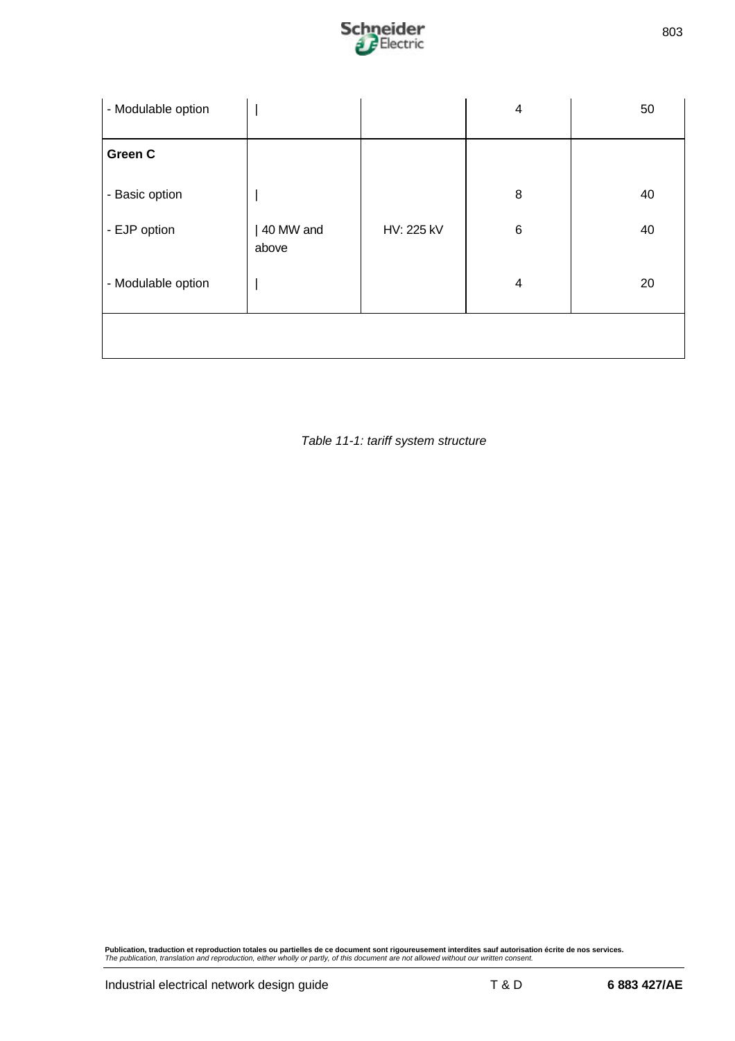| | | | | |
|---|---|---|---|---|
| - Modulable option | \| | | 4 | 50 |
| **Green C** | | | | |
| - Basic option | \| | | 8 | 40 |
| - EJP option | \| 40 MW and above | HV: 225 kV | 6 | 40 |
| - Modulable option | \| | | 4 | 20 |
| | | | | |

*Table 11-1: tariff system structure*

**Publication, traduction et reproduction totales ou partielles de ce document sont rigoureusement interdites sauf autorisation écrite de nos services.**
*The publication, translation and reproduction, either wholly or partly, of this document are not allowed without our written consent.*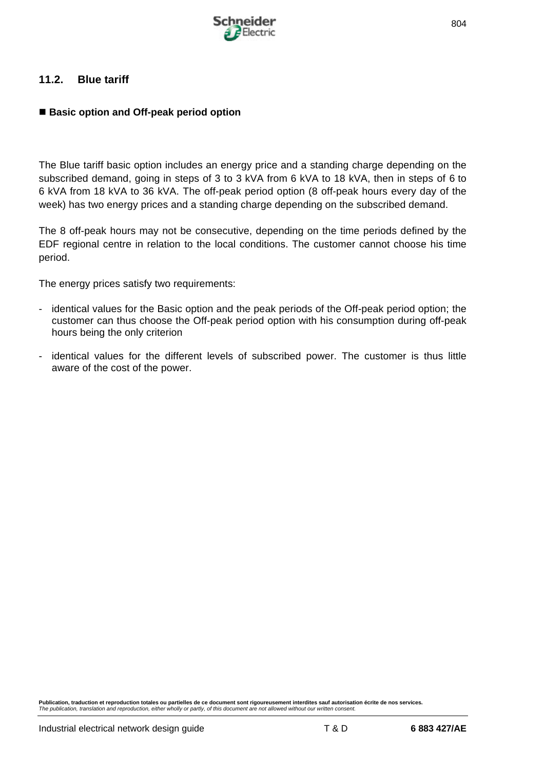## 11.2. Blue tariff

■ **Basic option and Off-peak period option**

The Blue tariff basic option includes an energy price and a standing charge depending on the subscribed demand, going in steps of 3 to 3 kVA from 6 kVA to 18 kVA, then in steps of 6 to 6 kVA from 18 kVA to 36 kVA. The off-peak period option (8 off-peak hours every day of the week) has two energy prices and a standing charge depending on the subscribed demand.

The 8 off-peak hours may not be consecutive, depending on the time periods defined by the EDF regional centre in relation to the local conditions. The customer cannot choose his time period.

The energy prices satisfy two requirements:

- identical values for the Basic option and the peak periods of the Off-peak period option; the customer can thus choose the Off-peak period option with his consumption during off-peak hours being the only criterion
- identical values for the different levels of subscribed power. The customer is thus little aware of the cost of the power.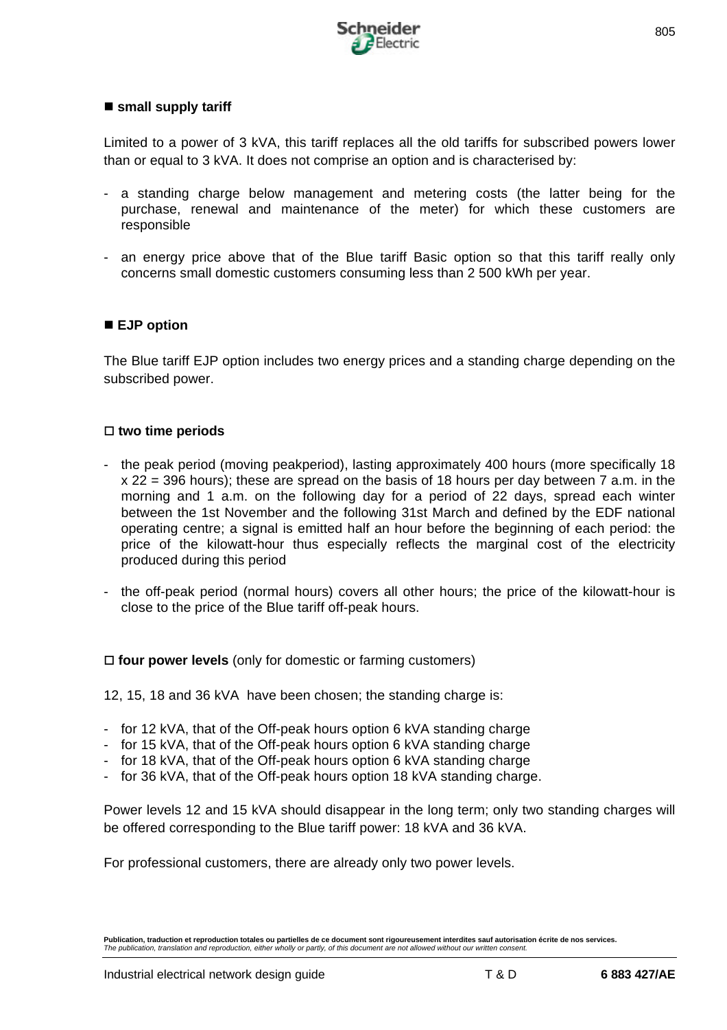■ **small supply tariff**

Limited to a power of 3 kVA, this tariff replaces all the old tariffs for subscribed powers lower than or equal to 3 kVA. It does not comprise an option and is characterised by:

- a standing charge below management and metering costs (the latter being for the purchase, renewal and maintenance of the meter) for which these customers are responsible
- an energy price above that of the Blue tariff Basic option so that this tariff really only concerns small domestic customers consuming less than 2 500 kWh per year.

■ **EJP option**

The Blue tariff EJP option includes two energy prices and a standing charge depending on the subscribed power.

□ **two time periods**

- the peak period (moving peakperiod), lasting approximately 400 hours (more specifically 18 x 22 = 396 hours); these are spread on the basis of 18 hours per day between 7 a.m. in the morning and 1 a.m. on the following day for a period of 22 days, spread each winter between the 1st November and the following 31st March and defined by the EDF national operating centre; a signal is emitted half an hour before the beginning of each period: the price of the kilowatt-hour thus especially reflects the marginal cost of the electricity produced during this period
- the off-peak period (normal hours) covers all other hours; the price of the kilowatt-hour is close to the price of the Blue tariff off-peak hours.

□ **four power levels** (only for domestic or farming customers)

12, 15, 18 and 36 kVA have been chosen; the standing charge is:

- for 12 kVA, that of the Off-peak hours option 6 kVA standing charge
- for 15 kVA, that of the Off-peak hours option 6 kVA standing charge
- for 18 kVA, that of the Off-peak hours option 6 kVA standing charge
- for 36 kVA, that of the Off-peak hours option 18 kVA standing charge.

Power levels 12 and 15 kVA should disappear in the long term; only two standing charges will be offered corresponding to the Blue tariff power: 18 kVA and 36 kVA.

For professional customers, there are already only two power levels.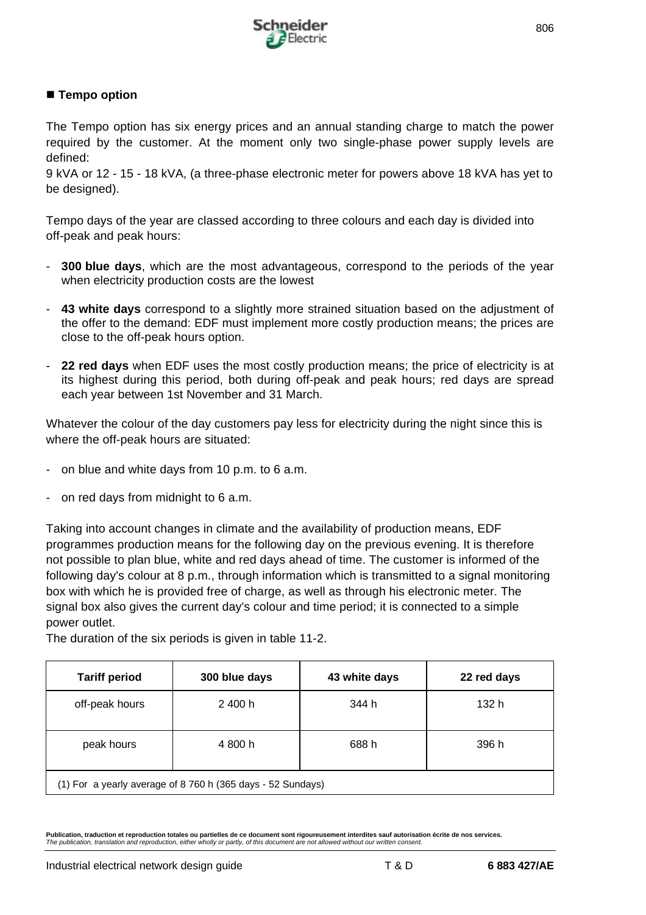■ **Tempo option**

The Tempo option has six energy prices and an annual standing charge to match the power required by the customer. At the moment only two single-phase power supply levels are defined:
9 kVA or 12 - 15 - 18 kVA, (a three-phase electronic meter for powers above 18 kVA has yet to be designed).

Tempo days of the year are classed according to three colours and each day is divided into off-peak and peak hours:

- **300 blue days**, which are the most advantageous, correspond to the periods of the year when electricity production costs are the lowest

- **43 white days** correspond to a slightly more strained situation based on the adjustment of the offer to the demand: EDF must implement more costly production means; the prices are close to the off-peak hours option.

- **22 red days** when EDF uses the most costly production means; the price of electricity is at its highest during this period, both during off-peak and peak hours; red days are spread each year between 1st November and 31 March.

Whatever the colour of the day customers pay less for electricity during the night since this is where the off-peak hours are situated:

- on blue and white days from 10 p.m. to 6 a.m.

- on red days from midnight to 6 a.m.

Taking into account changes in climate and the availability of production means, EDF programmes production means for the following day on the previous evening. It is therefore not possible to plan blue, white and red days ahead of time. The customer is informed of the following day's colour at 8 p.m., through information which is transmitted to a signal monitoring box with which he is provided free of charge, as well as through his electronic meter. The signal box also gives the current day's colour and time period; it is connected to a simple power outlet.
The duration of the six periods is given in table 11-2.

| Tariff period | 300 blue days | 43 white days | 22 red days |
|---|---|---|---|
| off-peak hours | 2 400 h | 344 h | 132 h |
| peak hours | 4 800 h | 688 h | 396 h |
| (1) For a yearly average of 8 760 h (365 days - 52 Sundays) | | | |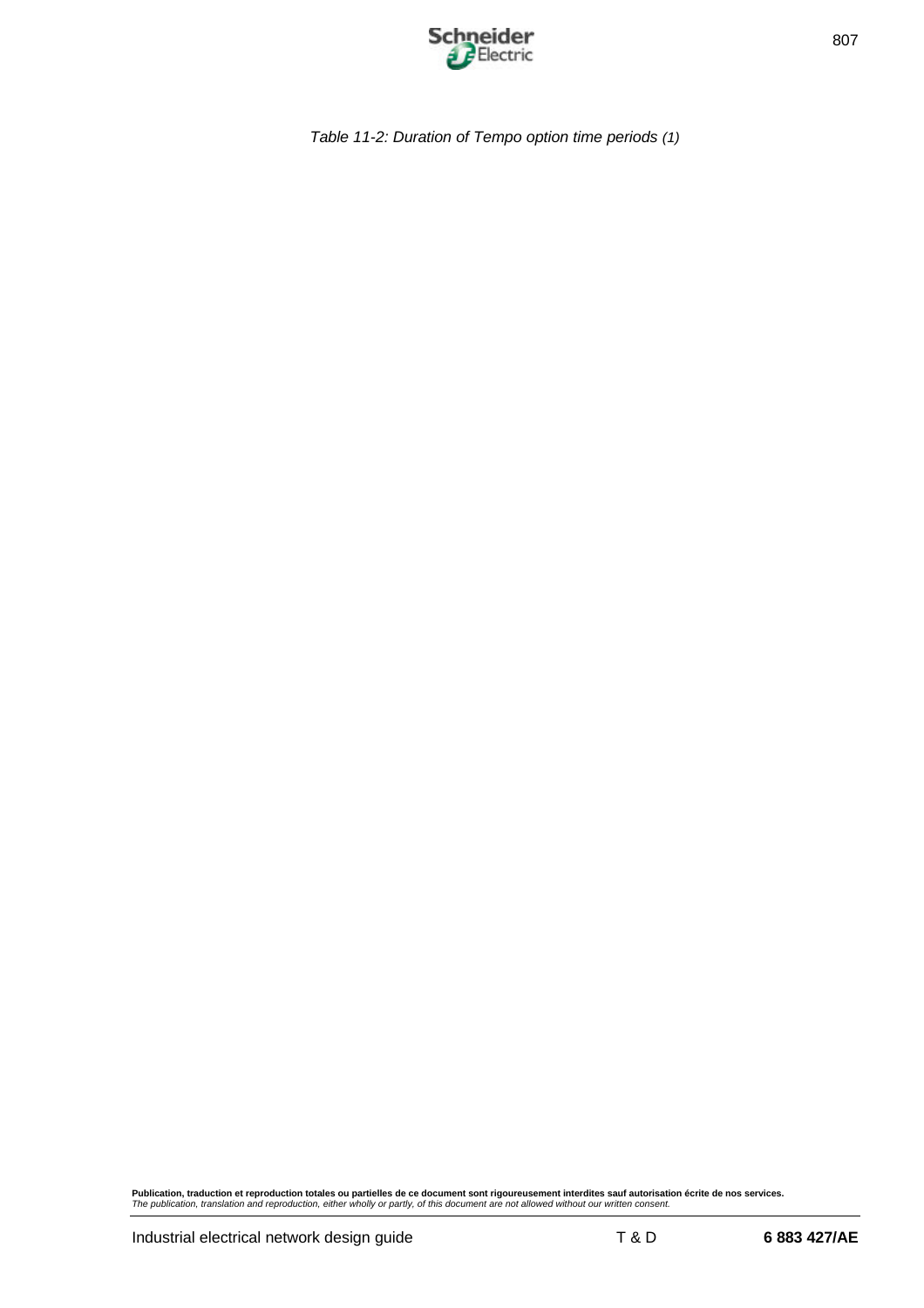*Table 11-2: Duration of Tempo option time periods (1)*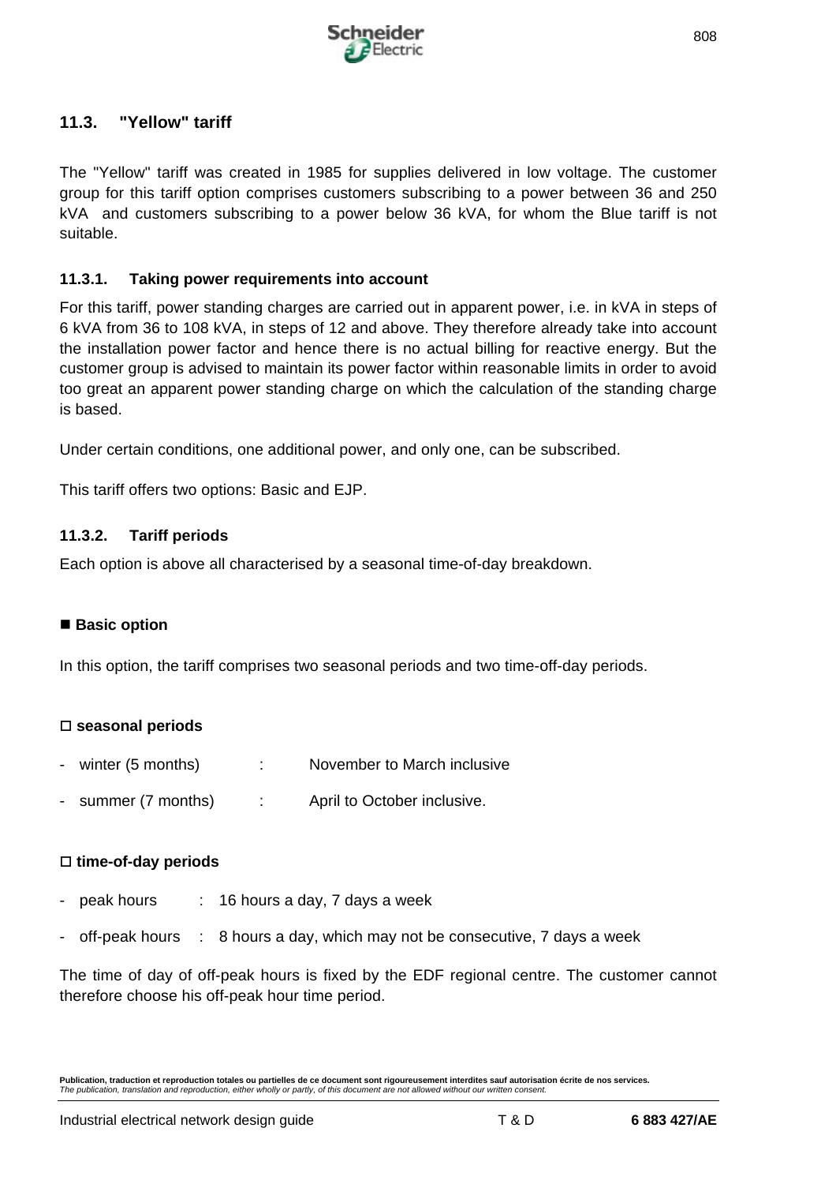## 11.3. "Yellow" tariff

The "Yellow" tariff was created in 1985 for supplies delivered in low voltage. The customer group for this tariff option comprises customers subscribing to a power between 36 and 250 kVA and customers subscribing to a power below 36 kVA, for whom the Blue tariff is not suitable.

### 11.3.1. Taking power requirements into account

For this tariff, power standing charges are carried out in apparent power, i.e. in kVA in steps of 6 kVA from 36 to 108 kVA, in steps of 12 and above. They therefore already take into account the installation power factor and hence there is no actual billing for reactive energy. But the customer group is advised to maintain its power factor within reasonable limits in order to avoid too great an apparent power standing charge on which the calculation of the standing charge is based.

Under certain conditions, one additional power, and only one, can be subscribed.

This tariff offers two options: Basic and EJP.

### 11.3.2. Tariff periods

Each option is above all characterised by a seasonal time-of-day breakdown.

■ **Basic option**

In this option, the tariff comprises two seasonal periods and two time-off-day periods.

□ **seasonal periods**

- winter (5 months) : November to March inclusive
- summer (7 months) : April to October inclusive.

□ **time-of-day periods**

- peak hours : 16 hours a day, 7 days a week
- off-peak hours : 8 hours a day, which may not be consecutive, 7 days a week

The time of day of off-peak hours is fixed by the EDF regional centre. The customer cannot therefore choose his off-peak hour time period.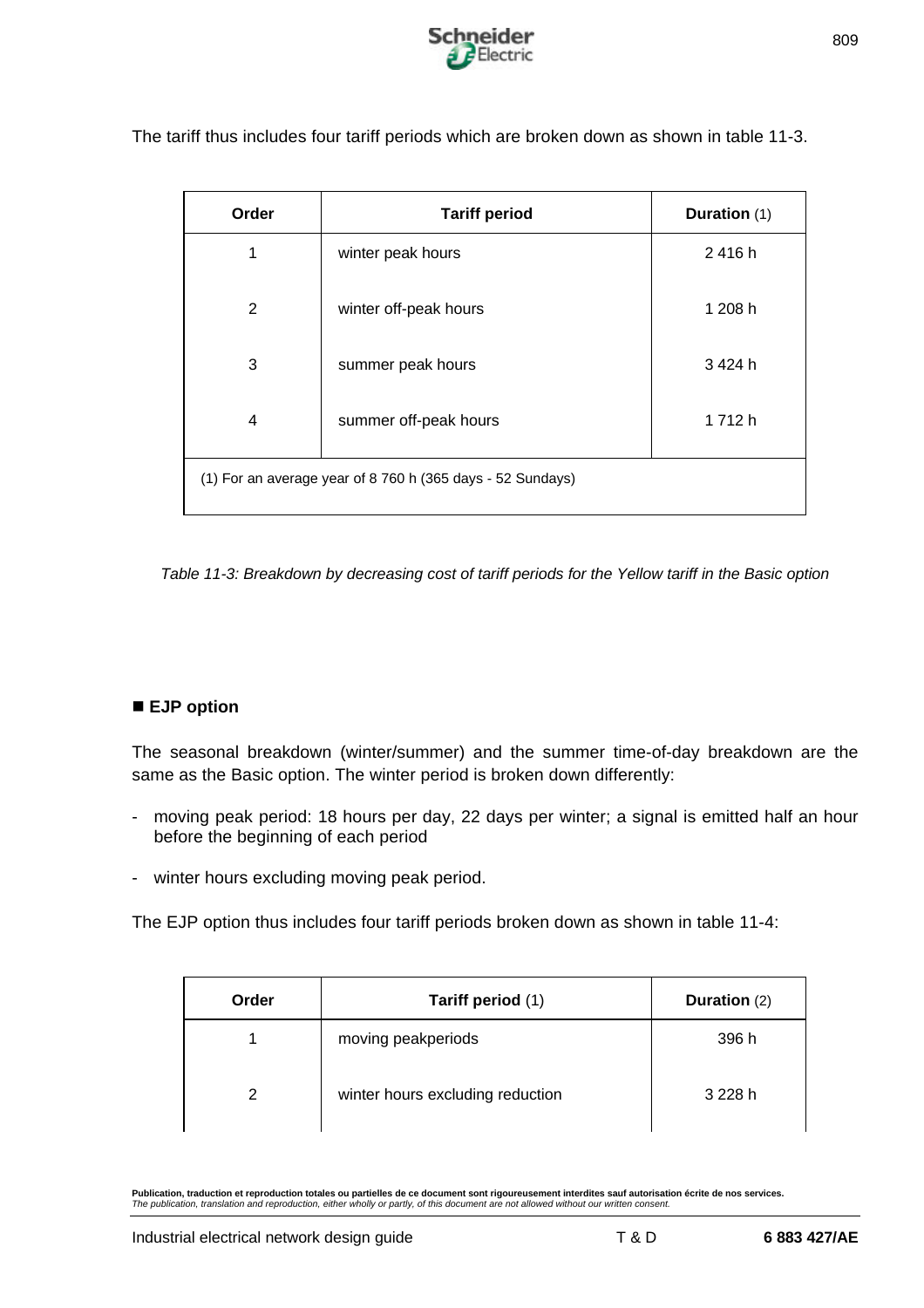The tariff thus includes four tariff periods which are broken down as shown in table 11-3.

| Order | Tariff period | Duration (1) |
|---|---|---|
| 1 | winter peak hours | 2 416 h |
| 2 | winter off-peak hours | 1 208 h |
| 3 | summer peak hours | 3 424 h |
| 4 | summer off-peak hours | 1 712 h |
| (1) For an average year of 8 760 h (365 days - 52 Sundays) | | |

*Table 11-3: Breakdown by decreasing cost of tariff periods for the Yellow tariff in the Basic option*

■ **EJP option**

The seasonal breakdown (winter/summer) and the summer time-of-day breakdown are the same as the Basic option. The winter period is broken down differently:

- moving peak period: 18 hours per day, 22 days per winter; a signal is emitted half an hour before the beginning of each period
- winter hours excluding moving peak period.

The EJP option thus includes four tariff periods broken down as shown in table 11-4:

| Order | Tariff period (1) | Duration (2) |
|---|---|---|
| 1 | moving peakperiods | 396 h |
| 2 | winter hours excluding reduction | 3 228 h |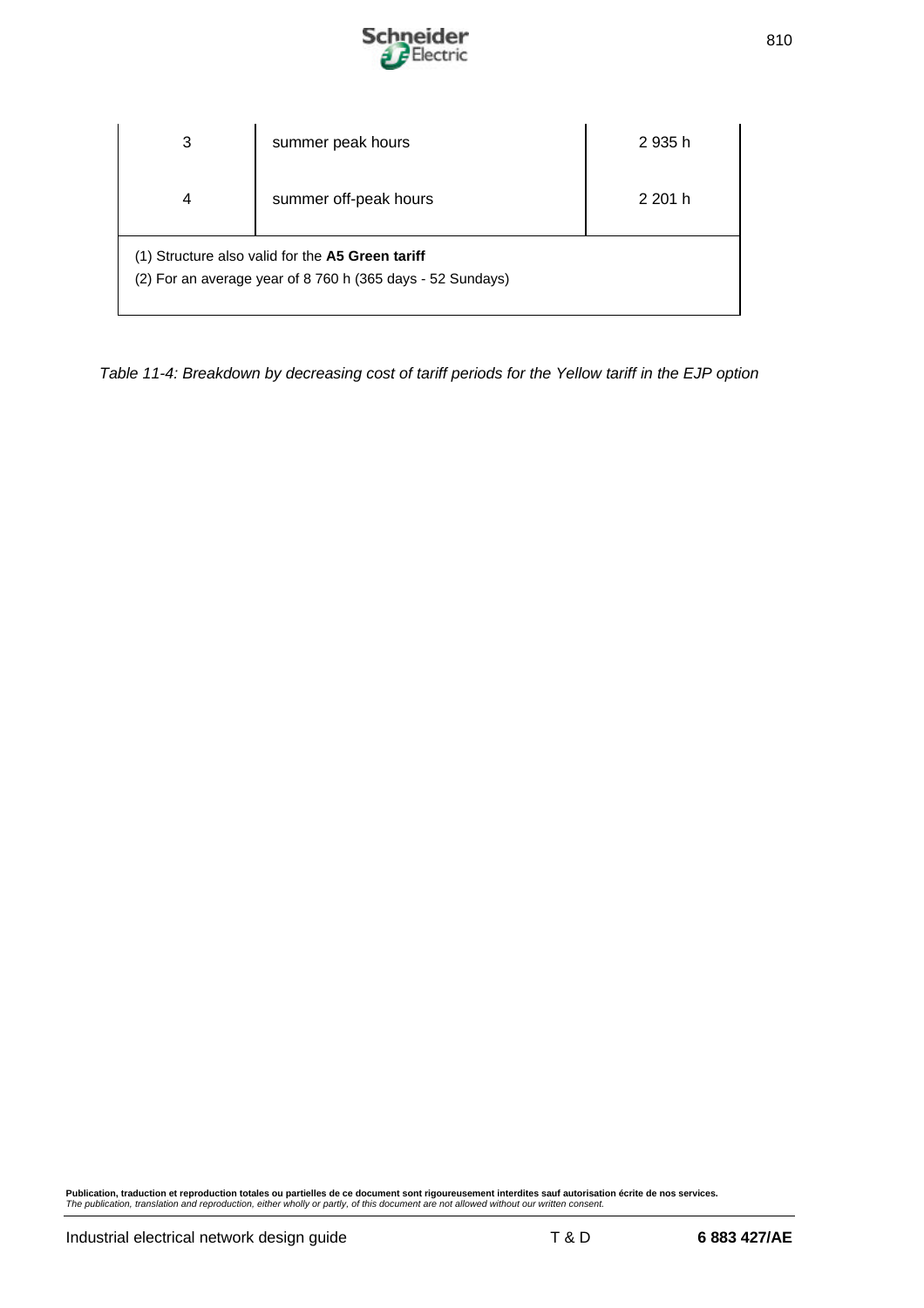| | | |
|---|---|---|
| 3 | summer peak hours | 2 935 h |
| 4 | summer off-peak hours | 2 201 h |
| (1) Structure also valid for the **A5 Green tariff**<br>(2) For an average year of 8 760 h (365 days - 52 Sundays) | | |

*Table 11-4: Breakdown by decreasing cost of tariff periods for the Yellow tariff in the EJP option*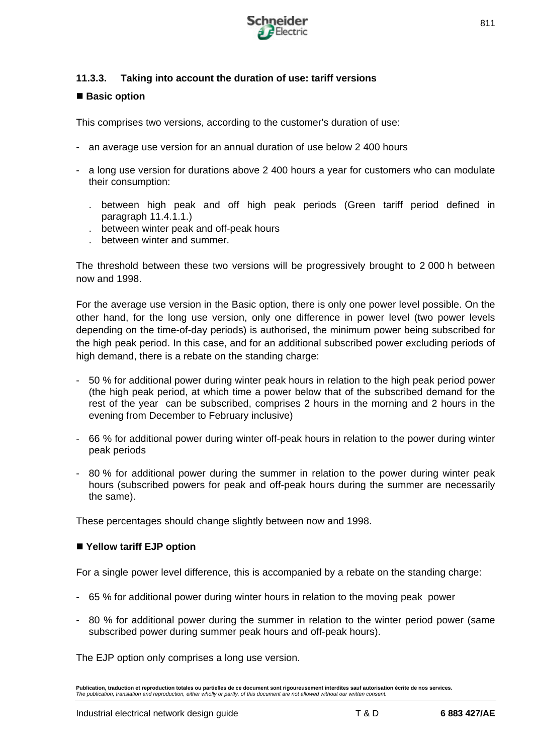### 11.3.3. Taking into account the duration of use: tariff versions

■ **Basic option**

This comprises two versions, according to the customer's duration of use:

- an average use version for an annual duration of use below 2 400 hours
- a long use version for durations above 2 400 hours a year for customers who can modulate their consumption:
  - . between high peak and off high peak periods (Green tariff period defined in paragraph 11.4.1.1.)
  - . between winter peak and off-peak hours
  - . between winter and summer.

The threshold between these two versions will be progressively brought to 2 000 h between now and 1998.

For the average use version in the Basic option, there is only one power level possible. On the other hand, for the long use version, only one difference in power level (two power levels depending on the time-of-day periods) is authorised, the minimum power being subscribed for the high peak period. In this case, and for an additional subscribed power excluding periods of high demand, there is a rebate on the standing charge:

- 50 % for additional power during winter peak hours in relation to the high peak period power (the high peak period, at which time a power below that of the subscribed demand for the rest of the year can be subscribed, comprises 2 hours in the morning and 2 hours in the evening from December to February inclusive)
- 66 % for additional power during winter off-peak hours in relation to the power during winter peak periods
- 80 % for additional power during the summer in relation to the power during winter peak hours (subscribed powers for peak and off-peak hours during the summer are necessarily the same).

These percentages should change slightly between now and 1998.

■ **Yellow tariff EJP option**

For a single power level difference, this is accompanied by a rebate on the standing charge:

- 65 % for additional power during winter hours in relation to the moving peak power
- 80 % for additional power during the summer in relation to the winter period power (same subscribed power during summer peak hours and off-peak hours).

The EJP option only comprises a long use version.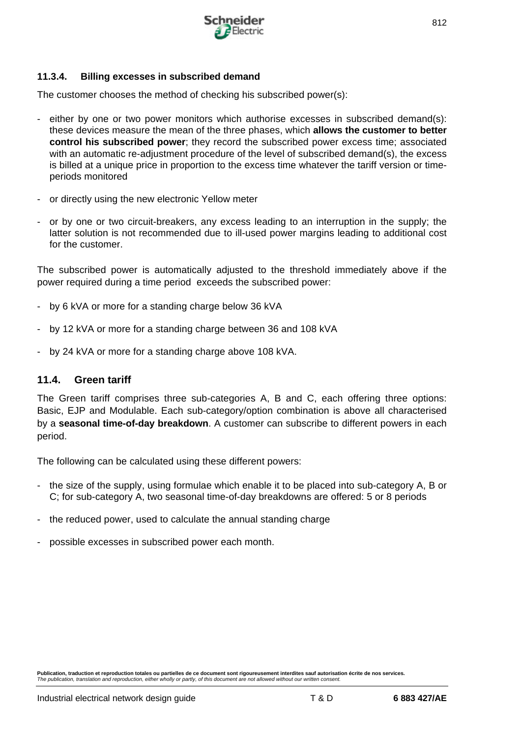### 11.3.4. Billing excesses in subscribed demand

The customer chooses the method of checking his subscribed power(s):

- either by one or two power monitors which authorise excesses in subscribed demand(s): these devices measure the mean of the three phases, which **allows the customer to better control his subscribed power**; they record the subscribed power excess time; associated with an automatic re-adjustment procedure of the level of subscribed demand(s), the excess is billed at a unique price in proportion to the excess time whatever the tariff version or time-periods monitored

- or directly using the new electronic Yellow meter

- or by one or two circuit-breakers, any excess leading to an interruption in the supply; the latter solution is not recommended due to ill-used power margins leading to additional cost for the customer.

The subscribed power is automatically adjusted to the threshold immediately above if the power required during a time period exceeds the subscribed power:

- by 6 kVA or more for a standing charge below 36 kVA

- by 12 kVA or more for a standing charge between 36 and 108 kVA

- by 24 kVA or more for a standing charge above 108 kVA.

## 11.4. Green tariff

The Green tariff comprises three sub-categories A, B and C, each offering three options: Basic, EJP and Modulable. Each sub-category/option combination is above all characterised by a **seasonal time-of-day breakdown**. A customer can subscribe to different powers in each period.

The following can be calculated using these different powers:

- the size of the supply, using formulae which enable it to be placed into sub-category A, B or C; for sub-category A, two seasonal time-of-day breakdowns are offered: 5 or 8 periods

- the reduced power, used to calculate the annual standing charge

- possible excesses in subscribed power each month.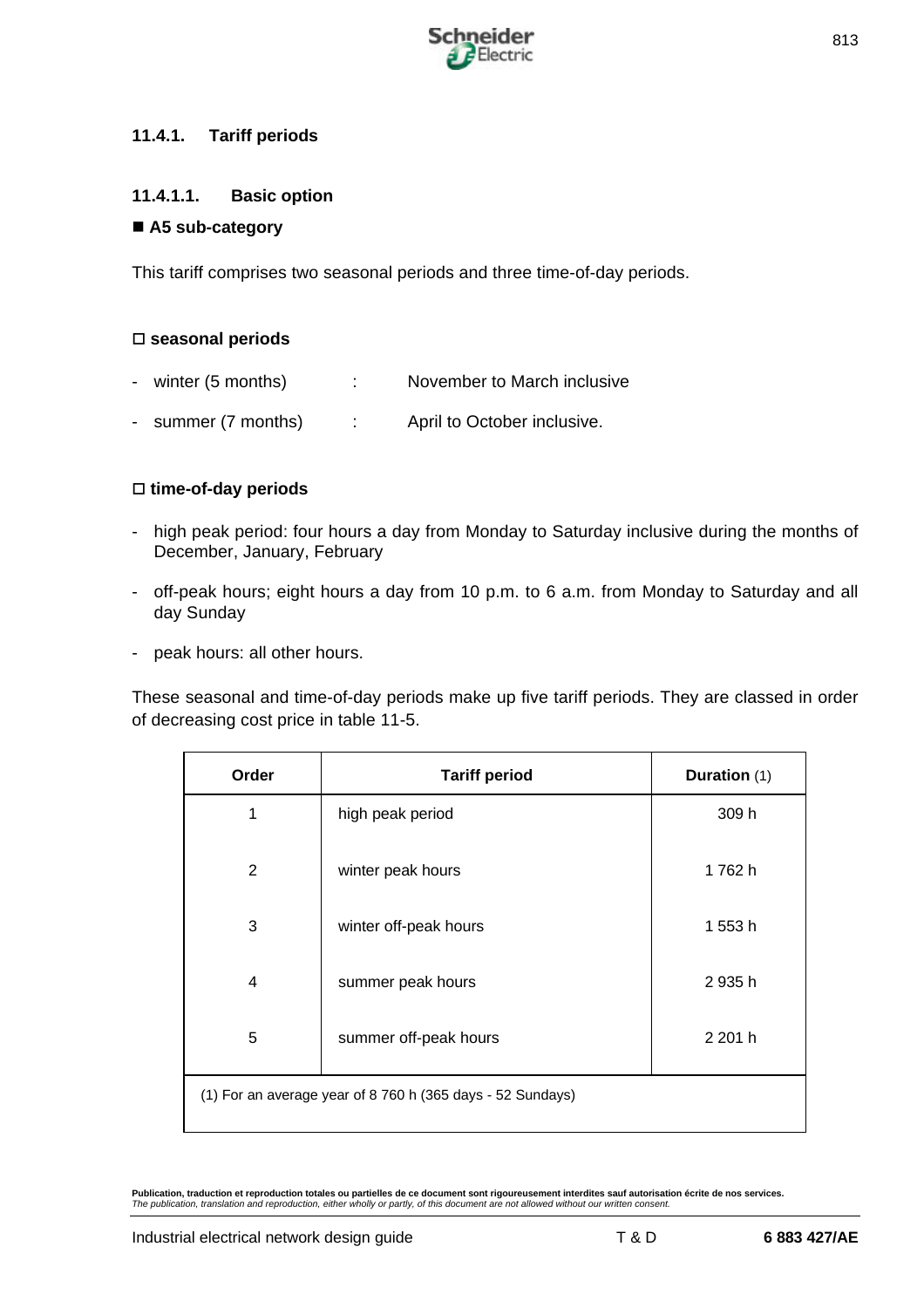### 11.4.1. Tariff periods

#### 11.4.1.1. Basic option

■ **A5 sub-category**

This tariff comprises two seasonal periods and three time-of-day periods.

□ **seasonal periods**

- winter (5 months) : November to March inclusive
- summer (7 months) : April to October inclusive.

□ **time-of-day periods**

- high peak period: four hours a day from Monday to Saturday inclusive during the months of December, January, February
- off-peak hours; eight hours a day from 10 p.m. to 6 a.m. from Monday to Saturday and all day Sunday
- peak hours: all other hours.

These seasonal and time-of-day periods make up five tariff periods. They are classed in order of decreasing cost price in table 11-5.

| Order | Tariff period | Duration (1) |
|---|---|---|
| 1 | high peak period | 309 h |
| 2 | winter peak hours | 1 762 h |
| 3 | winter off-peak hours | 1 553 h |
| 4 | summer peak hours | 2 935 h |
| 5 | summer off-peak hours | 2 201 h |
| (1) For an average year of 8 760 h (365 days - 52 Sundays) | | |

**Publication, traduction et reproduction totales ou partielles de ce document sont rigoureusement interdites sauf autorisation écrite de nos services.**
*The publication, translation and reproduction, either wholly or partly, of this document are not allowed without our written consent.*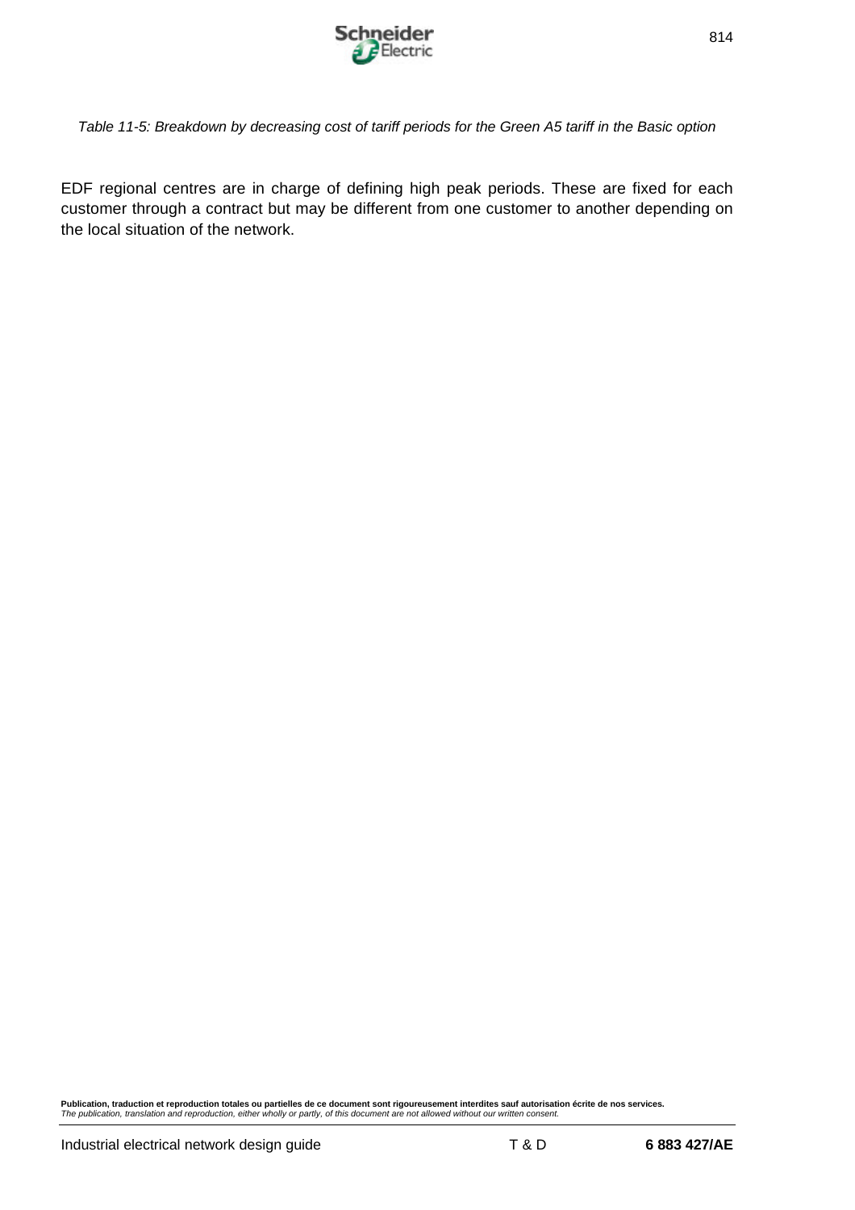*Table 11-5: Breakdown by decreasing cost of tariff periods for the Green A5 tariff in the Basic option*

EDF regional centres are in charge of defining high peak periods. These are fixed for each customer through a contract but may be different from one customer to another depending on the local situation of the network.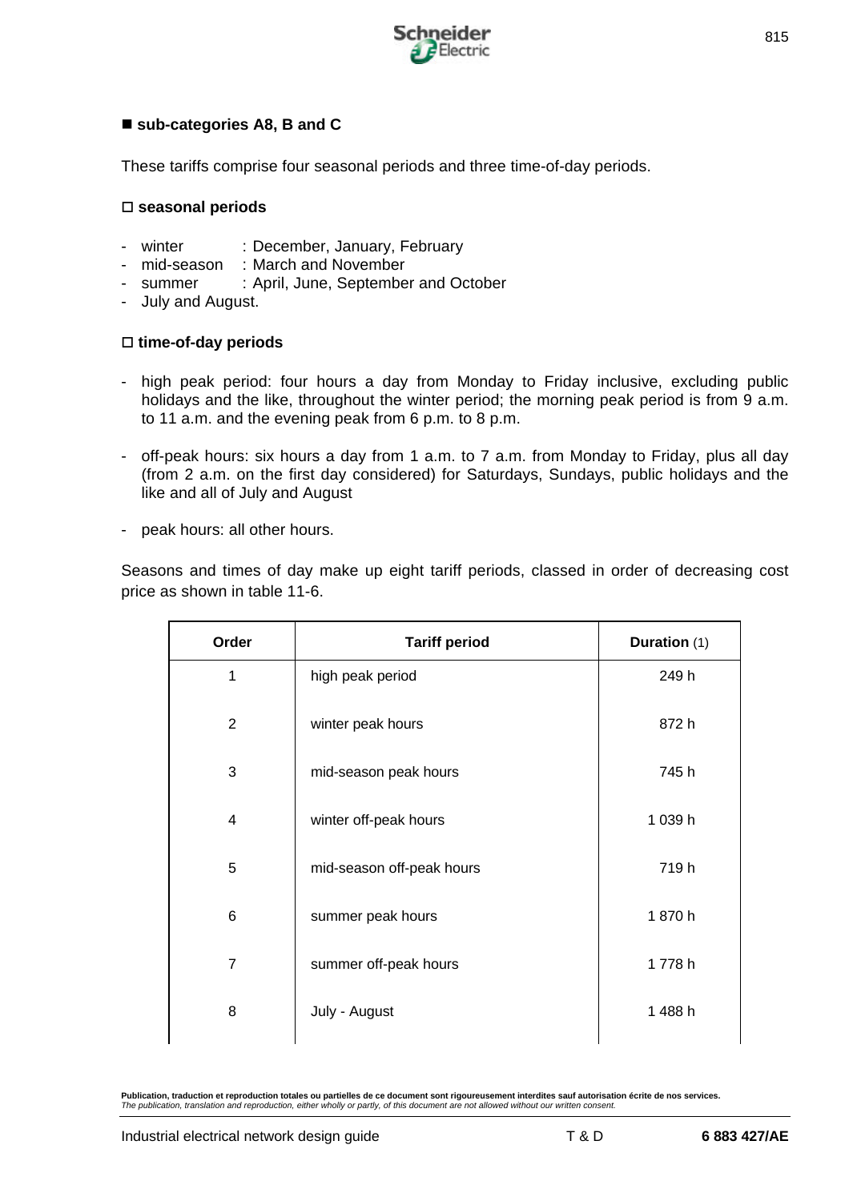■ **sub-categories A8, B and C**

These tariffs comprise four seasonal periods and three time-of-day periods.

□ **seasonal periods**

- winter : December, January, February
- mid-season : March and November
- summer : April, June, September and October
- July and August.

□ **time-of-day periods**

- high peak period: four hours a day from Monday to Friday inclusive, excluding public holidays and the like, throughout the winter period; the morning peak period is from 9 a.m. to 11 a.m. and the evening peak from 6 p.m. to 8 p.m.

- off-peak hours: six hours a day from 1 a.m. to 7 a.m. from Monday to Friday, plus all day (from 2 a.m. on the first day considered) for Saturdays, Sundays, public holidays and the like and all of July and August

- peak hours: all other hours.

Seasons and times of day make up eight tariff periods, classed in order of decreasing cost price as shown in table 11-6.

| Order | Tariff period | Duration (1) |
|---|---|---|
| 1 | high peak period | 249 h |
| 2 | winter peak hours | 872 h |
| 3 | mid-season peak hours | 745 h |
| 4 | winter off-peak hours | 1 039 h |
| 5 | mid-season off-peak hours | 719 h |
| 6 | summer peak hours | 1 870 h |
| 7 | summer off-peak hours | 1 778 h |
| 8 | July - August | 1 488 h |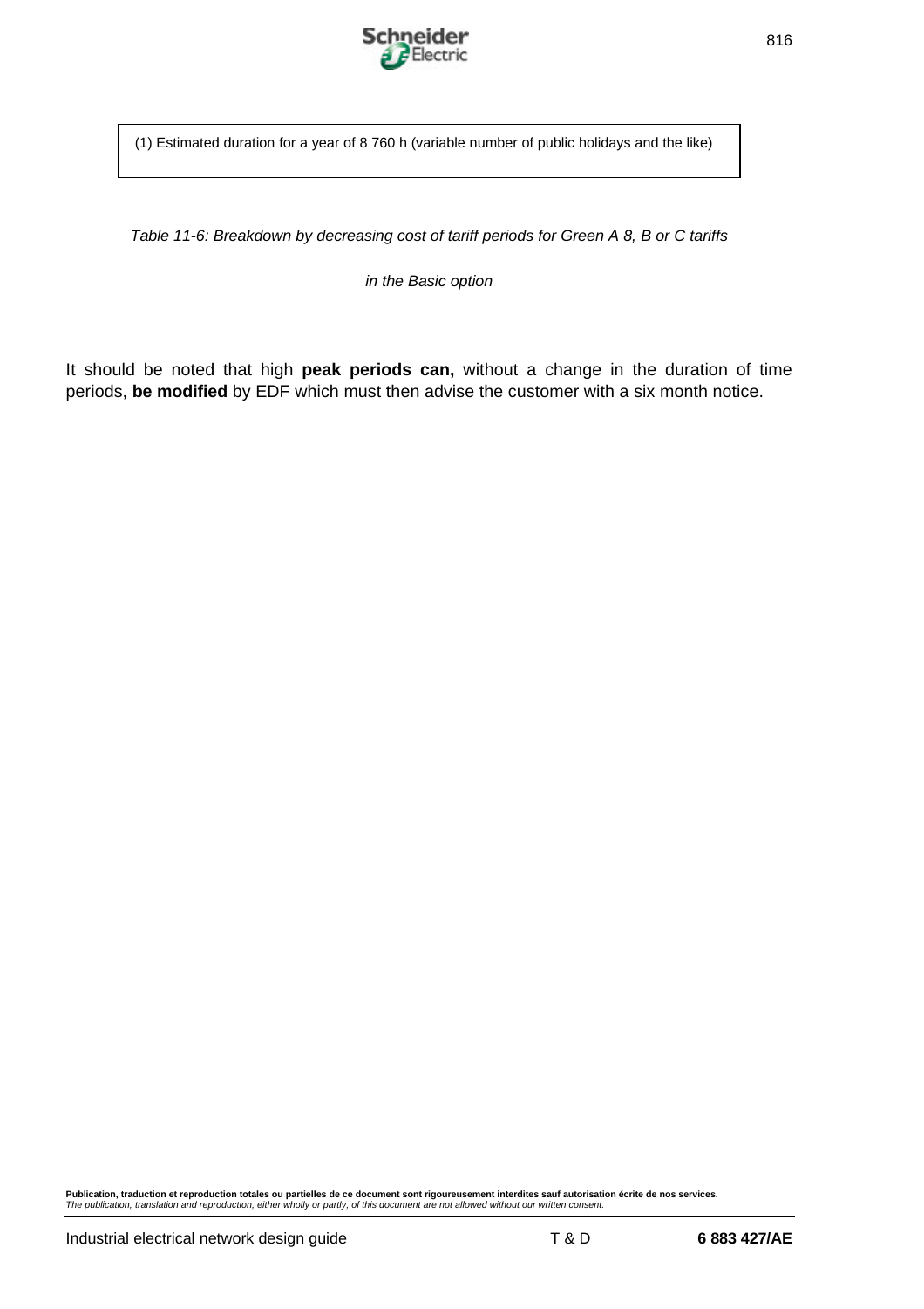| (1) Estimated duration for a year of 8 760 h (variable number of public holidays and the like) |
|---|

*Table 11-6: Breakdown by decreasing cost of tariff periods for Green A 8, B or C tariffs*

*in the Basic option*

It should be noted that high **peak periods can,** without a change in the duration of time periods, **be modified** by EDF which must then advise the customer with a six month notice.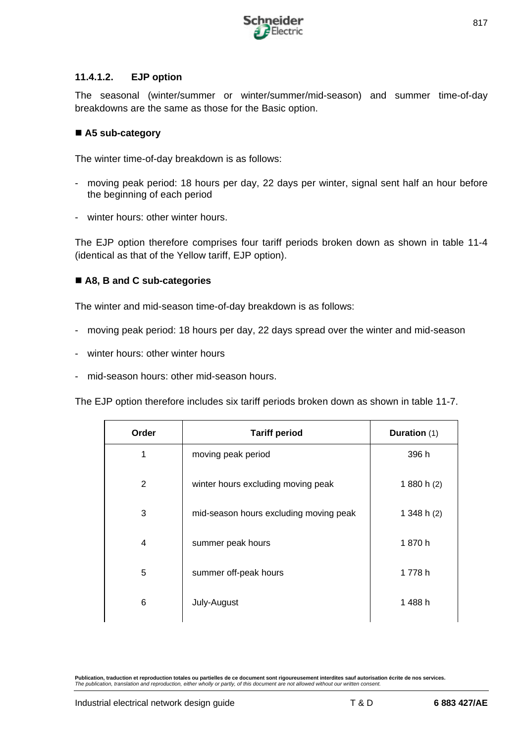#### 11.4.1.2. EJP option

The seasonal (winter/summer or winter/summer/mid-season) and summer time-of-day breakdowns are the same as those for the Basic option.

■ **A5 sub-category**

The winter time-of-day breakdown is as follows:

- moving peak period: 18 hours per day, 22 days per winter, signal sent half an hour before the beginning of each period
- winter hours: other winter hours.

The EJP option therefore comprises four tariff periods broken down as shown in table 11-4 (identical as that of the Yellow tariff, EJP option).

■ **A8, B and C sub-categories**

The winter and mid-season time-of-day breakdown is as follows:

- moving peak period: 18 hours per day, 22 days spread over the winter and mid-season
- winter hours: other winter hours
- mid-season hours: other mid-season hours.

The EJP option therefore includes six tariff periods broken down as shown in table 11-7.

| Order | Tariff period | Duration (1) |
|---|---|---|
| 1 | moving peak period | 396 h |
| 2 | winter hours excluding moving peak | 1 880 h (2) |
| 3 | mid-season hours excluding moving peak | 1 348 h (2) |
| 4 | summer peak hours | 1 870 h |
| 5 | summer off-peak hours | 1 778 h |
| 6 | July-August | 1 488 h |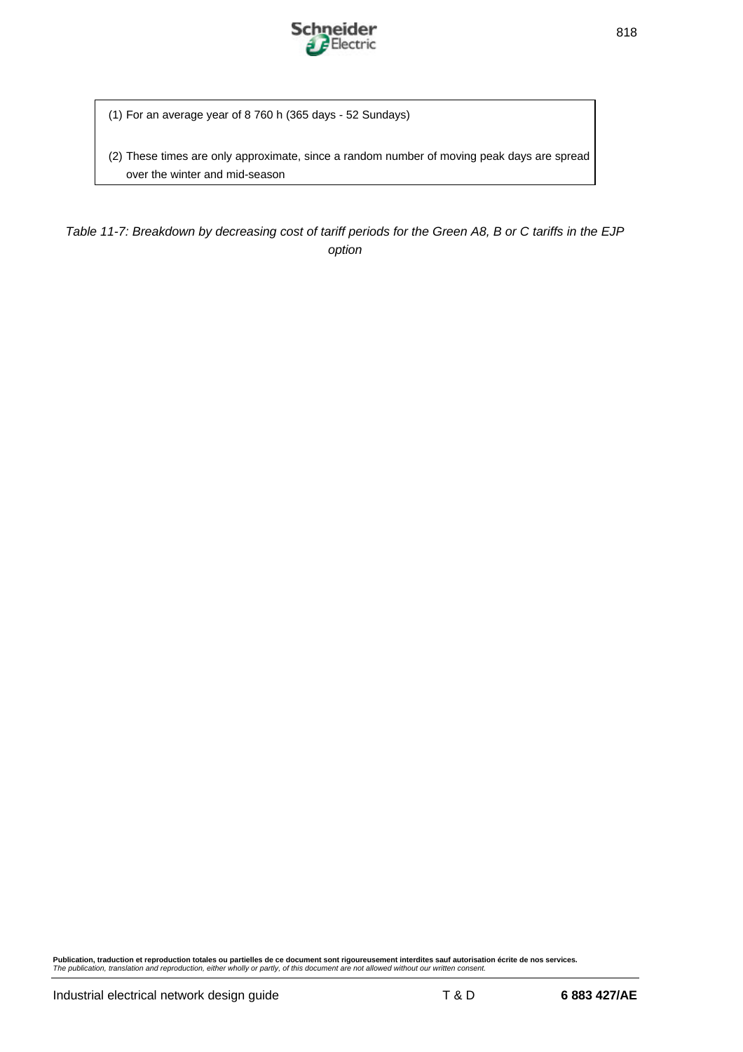(1) For an average year of 8 760 h (365 days - 52 Sundays)

(2) These times are only approximate, since a random number of moving peak days are spread over the winter and mid-season

*Table 11-7: Breakdown by decreasing cost of tariff periods for the Green A8, B or C tariffs in the EJP option*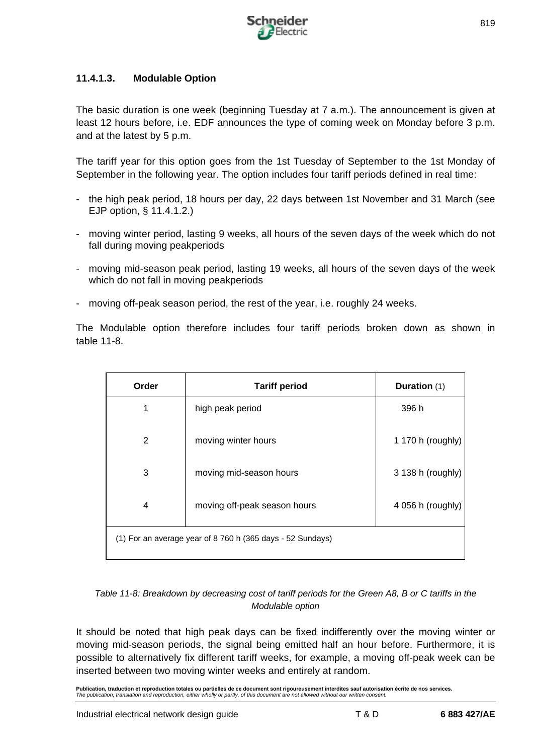### 11.4.1.3. Modulable Option

The basic duration is one week (beginning Tuesday at 7 a.m.). The announcement is given at least 12 hours before, i.e. EDF announces the type of coming week on Monday before 3 p.m. and at the latest by 5 p.m.

The tariff year for this option goes from the 1st Tuesday of September to the 1st Monday of September in the following year. The option includes four tariff periods defined in real time:

- the high peak period, 18 hours per day, 22 days between 1st November and 31 March (see EJP option, § 11.4.1.2.)
- moving winter period, lasting 9 weeks, all hours of the seven days of the week which do not fall during moving peakperiods
- moving mid-season peak period, lasting 19 weeks, all hours of the seven days of the week which do not fall in moving peakperiods
- moving off-peak season period, the rest of the year, i.e. roughly 24 weeks.

The Modulable option therefore includes four tariff periods broken down as shown in table 11-8.

| Order | Tariff period | Duration (1) |
|---|---|---|
| 1 | high peak period | 396 h |
| 2 | moving winter hours | 1 170 h (roughly) |
| 3 | moving mid-season hours | 3 138 h (roughly) |
| 4 | moving off-peak season hours | 4 056 h (roughly) |
| (1) For an average year of 8 760 h (365 days - 52 Sundays) | | |

*Table 11-8: Breakdown by decreasing cost of tariff periods for the Green A8, B or C tariffs in the Modulable option*

It should be noted that high peak days can be fixed indifferently over the moving winter or moving mid-season periods, the signal being emitted half an hour before. Furthermore, it is possible to alternatively fix different tariff weeks, for example, a moving off-peak week can be inserted between two moving winter weeks and entirely at random.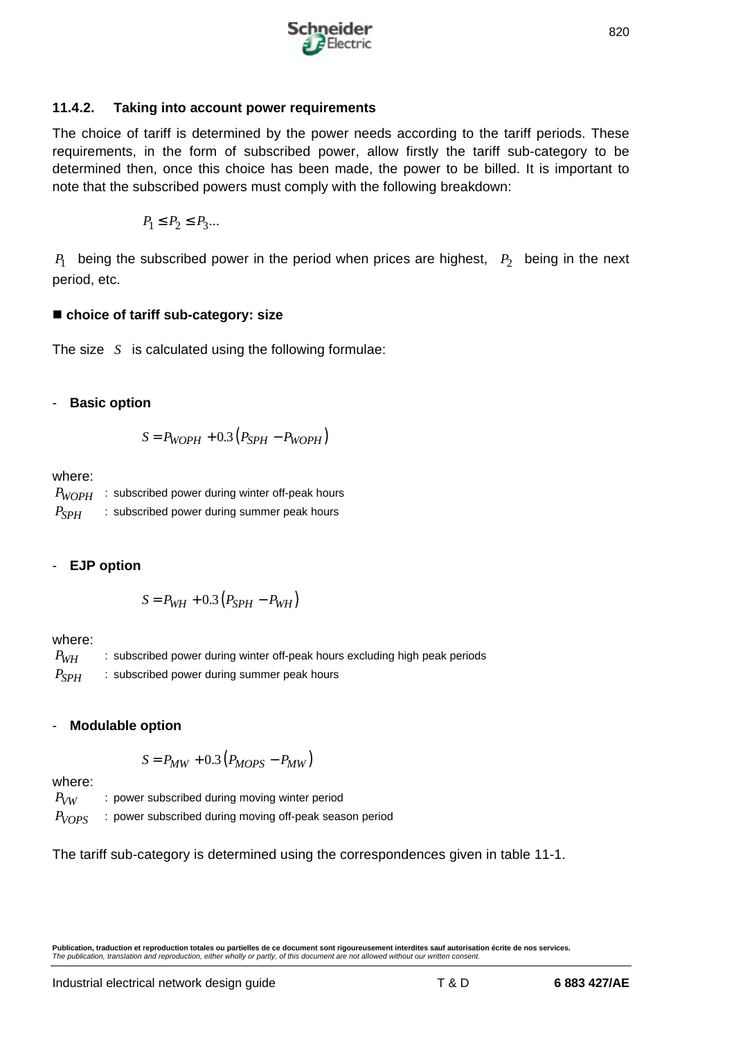### 11.4.2. Taking into account power requirements

The choice of tariff is determined by the power needs according to the tariff periods. These requirements, in the form of subscribed power, allow firstly the tariff sub-category to be determined then, once this choice has been made, the power to be billed. It is important to note that the subscribed powers must comply with the following breakdown:

$$P_1 \leq P_2 \leq P_3 ...$$

$P_1$ being the subscribed power in the period when prices are highest, $P_2$ being in the next period, etc.

■ **choice of tariff sub-category: size**

The size $S$ is calculated using the following formulae:

- **Basic option**

$$S = P_{WOPH} + 0.3\left(P_{SPH} - P_{WOPH}\right)$$

where:

$P_{WOPH}$ : subscribed power during winter off-peak hours
$P_{SPH}$ : subscribed power during summer peak hours

- **EJP option**

$$S = P_{WH} + 0.3\left(P_{SPH} - P_{WH}\right)$$

where:

$P_{WH}$ : subscribed power during winter off-peak hours excluding high peak periods
$P_{SPH}$ : subscribed power during summer peak hours

- **Modulable option**

$$S = P_{MW} + 0.3\left(P_{MOPS} - P_{MW}\right)$$

where:

$P_{VW}$ : power subscribed during moving winter period
$P_{VOPS}$ : power subscribed during moving off-peak season period

The tariff sub-category is determined using the correspondences given in table 11-1.

**Publication, traduction et reproduction totales ou partielles de ce document sont rigoureusement interdites sauf autorisation écrite de nos services.**
*The publication, translation and reproduction, either wholly or partly, of this document are not allowed without our written consent.*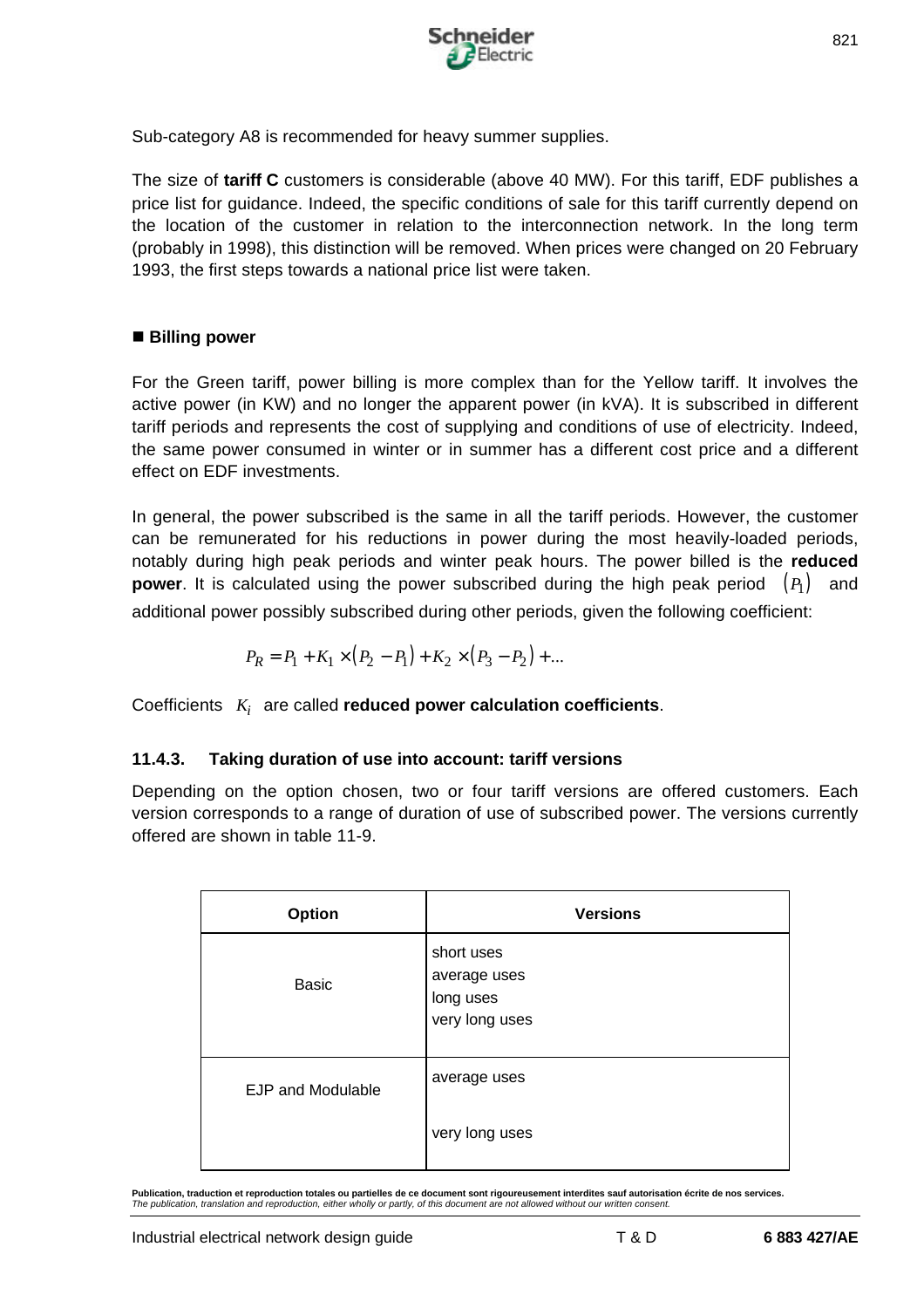Sub-category A8 is recommended for heavy summer supplies.

The size of **tariff C** customers is considerable (above 40 MW). For this tariff, EDF publishes a price list for guidance. Indeed, the specific conditions of sale for this tariff currently depend on the location of the customer in relation to the interconnection network. In the long term (probably in 1998), this distinction will be removed. When prices were changed on 20 February 1993, the first steps towards a national price list were taken.

■ **Billing power**

For the Green tariff, power billing is more complex than for the Yellow tariff. It involves the active power (in KW) and no longer the apparent power (in kVA). It is subscribed in different tariff periods and represents the cost of supplying and conditions of use of electricity. Indeed, the same power consumed in winter or in summer has a different cost price and a different effect on EDF investments.

In general, the power subscribed is the same in all the tariff periods. However, the customer can be remunerated for his reductions in power during the most heavily-loaded periods, notably during high peak periods and winter peak hours. The power billed is the **reduced power**. It is calculated using the power subscribed during the high peak period $(P_1)$ and additional power possibly subscribed during other periods, given the following coefficient:

$$P_R = P_1 + K_1 \times (P_2 - P_1) + K_2 \times (P_3 - P_2) + ...$$

Coefficients $K_i$ are called **reduced power calculation coefficients**.

### 11.4.3. Taking duration of use into account: tariff versions

Depending on the option chosen, two or four tariff versions are offered customers. Each version corresponds to a range of duration of use of subscribed power. The versions currently offered are shown in table 11-9.

| Option | Versions |
|---|---|
| Basic | short uses<br>average uses<br>long uses<br>very long uses |
| EJP and Modulable | average uses<br>very long uses |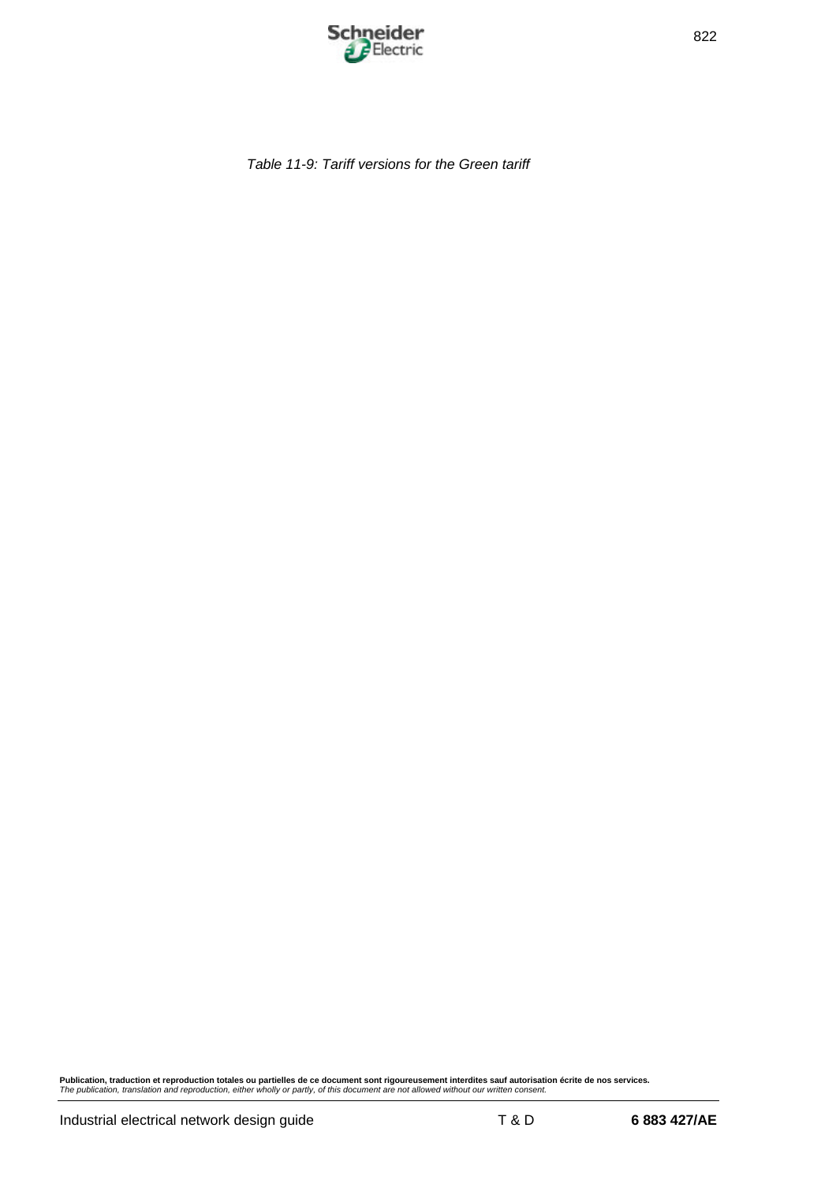*Table 11-9: Tariff versions for the Green tariff*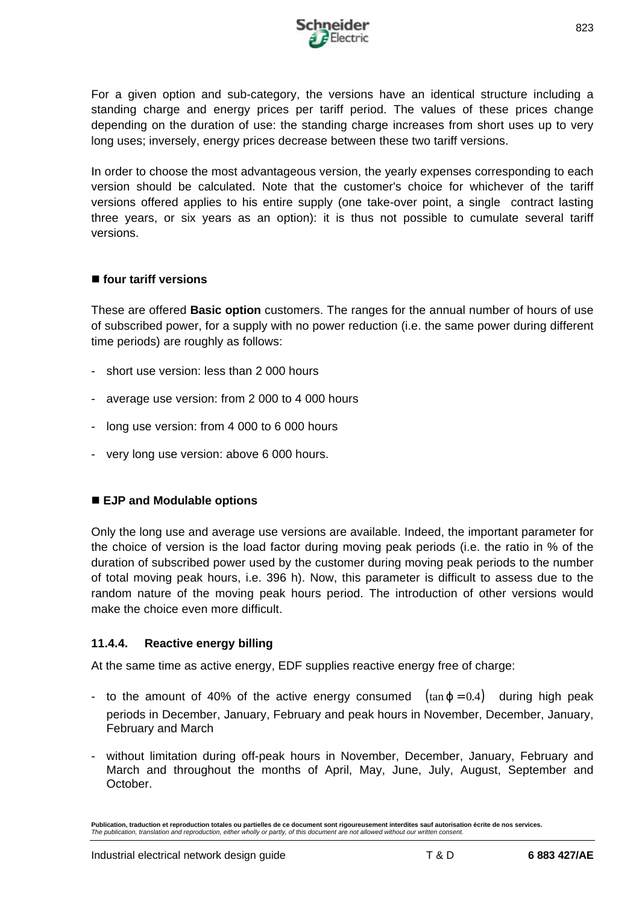For a given option and sub-category, the versions have an identical structure including a standing charge and energy prices per tariff period. The values of these prices change depending on the duration of use: the standing charge increases from short uses up to very long uses; inversely, energy prices decrease between these two tariff versions.

In order to choose the most advantageous version, the yearly expenses corresponding to each version should be calculated. Note that the customer's choice for whichever of the tariff versions offered applies to his entire supply (one take-over point, a single contract lasting three years, or six years as an option): it is thus not possible to cumulate several tariff versions.

■ **four tariff versions**

These are offered **Basic option** customers. The ranges for the annual number of hours of use of subscribed power, for a supply with no power reduction (i.e. the same power during different time periods) are roughly as follows:

- short use version: less than 2 000 hours
- average use version: from 2 000 to 4 000 hours
- long use version: from 4 000 to 6 000 hours
- very long use version: above 6 000 hours.

■ **EJP and Modulable options**

Only the long use and average use versions are available. Indeed, the important parameter for the choice of version is the load factor during moving peak periods (i.e. the ratio in % of the duration of subscribed power used by the customer during moving peak periods to the number of total moving peak hours, i.e. 396 h). Now, this parameter is difficult to assess due to the random nature of the moving peak hours period. The introduction of other versions would make the choice even more difficult.

### 11.4.4. Reactive energy billing

At the same time as active energy, EDF supplies reactive energy free of charge:

- to the amount of 40% of the active energy consumed $(\tan\varphi = 0.4)$ during high peak periods in December, January, February and peak hours in November, December, January, February and March
- without limitation during off-peak hours in November, December, January, February and March and throughout the months of April, May, June, July, August, September and October.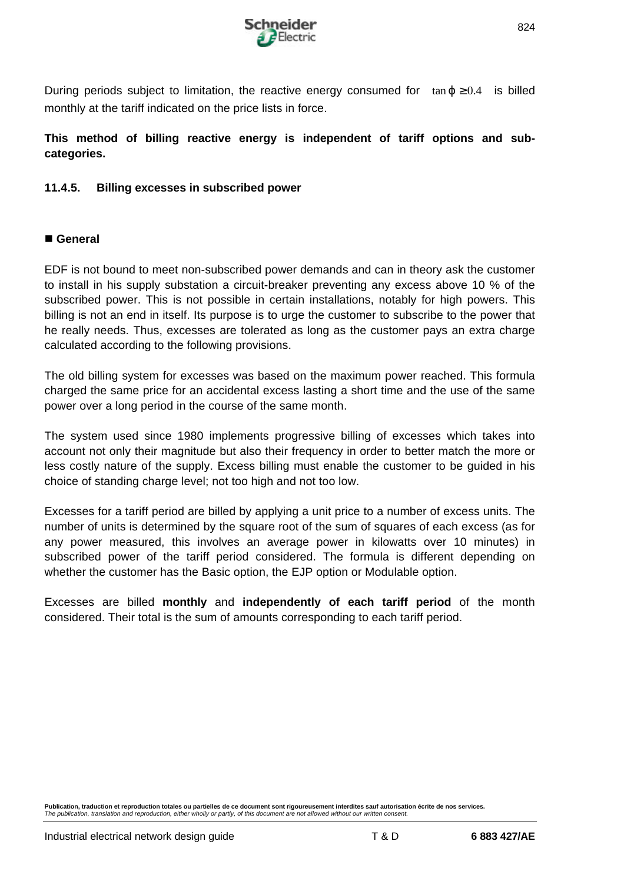During periods subject to limitation, the reactive energy consumed for $\tan \varphi \geq 0.4$ is billed monthly at the tariff indicated on the price lists in force.

**This method of billing reactive energy is independent of tariff options and sub-categories.**

#### 11.4.5. Billing excesses in subscribed power

- **General**

EDF is not bound to meet non-subscribed power demands and can in theory ask the customer to install in his supply substation a circuit-breaker preventing any excess above 10 % of the subscribed power. This is not possible in certain installations, notably for high powers. This billing is not an end in itself. Its purpose is to urge the customer to subscribe to the power that he really needs. Thus, excesses are tolerated as long as the customer pays an extra charge calculated according to the following provisions.

The old billing system for excesses was based on the maximum power reached. This formula charged the same price for an accidental excess lasting a short time and the use of the same power over a long period in the course of the same month.

The system used since 1980 implements progressive billing of excesses which takes into account not only their magnitude but also their frequency in order to better match the more or less costly nature of the supply. Excess billing must enable the customer to be guided in his choice of standing charge level; not too high and not too low.

Excesses for a tariff period are billed by applying a unit price to a number of excess units. The number of units is determined by the square root of the sum of squares of each excess (as for any power measured, this involves an average power in kilowatts over 10 minutes) in subscribed power of the tariff period considered. The formula is different depending on whether the customer has the Basic option, the EJP option or Modulable option.

Excesses are billed **monthly** and **independently of each tariff period** of the month considered. Their total is the sum of amounts corresponding to each tariff period.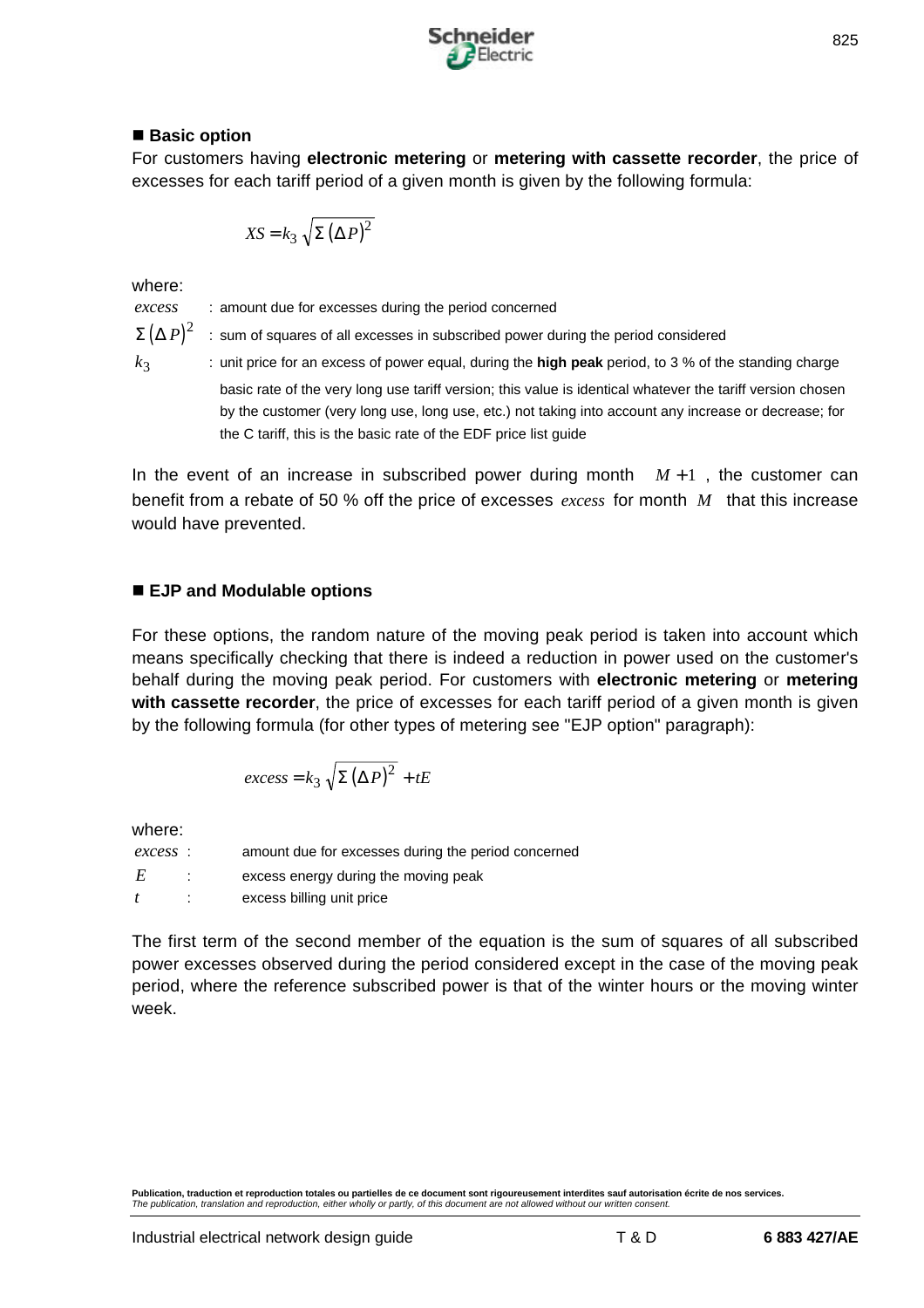■ **Basic option**

For customers having **electronic metering** or **metering with cassette recorder**, the price of excesses for each tariff period of a given month is given by the following formula:

$$XS = k_3 \sqrt{\Sigma \left(\Delta P\right)^2}$$

where:

- $excess$ : amount due for excesses during the period concerned
- $\Sigma \left(\Delta P\right)^2$ : sum of squares of all excesses in subscribed power during the period considered
- $k_3$ : unit price for an excess of power equal, during the **high peak** period, to 3 % of the standing charge basic rate of the very long use tariff version; this value is identical whatever the tariff version chosen by the customer (very long use, long use, etc.) not taking into account any increase or decrease; for the C tariff, this is the basic rate of the EDF price list guide

In the event of an increase in subscribed power during month $M+1$, the customer can benefit from a rebate of 50 % off the price of excesses $excess$ for month $M$ that this increase would have prevented.

■ **EJP and Modulable options**

For these options, the random nature of the moving peak period is taken into account which means specifically checking that there is indeed a reduction in power used on the customer's behalf during the moving peak period. For customers with **electronic metering** or **metering with cassette recorder**, the price of excesses for each tariff period of a given month is given by the following formula (for other types of metering see "EJP option" paragraph):

$$excess = k_3 \sqrt{\Sigma \left(\Delta P\right)^2} + tE$$

where:

- $excess$ : amount due for excesses during the period concerned
- $E$ : excess energy during the moving peak
- $t$ : excess billing unit price

The first term of the second member of the equation is the sum of squares of all subscribed power excesses observed during the period considered except in the case of the moving peak period, where the reference subscribed power is that of the winter hours or the moving winter week.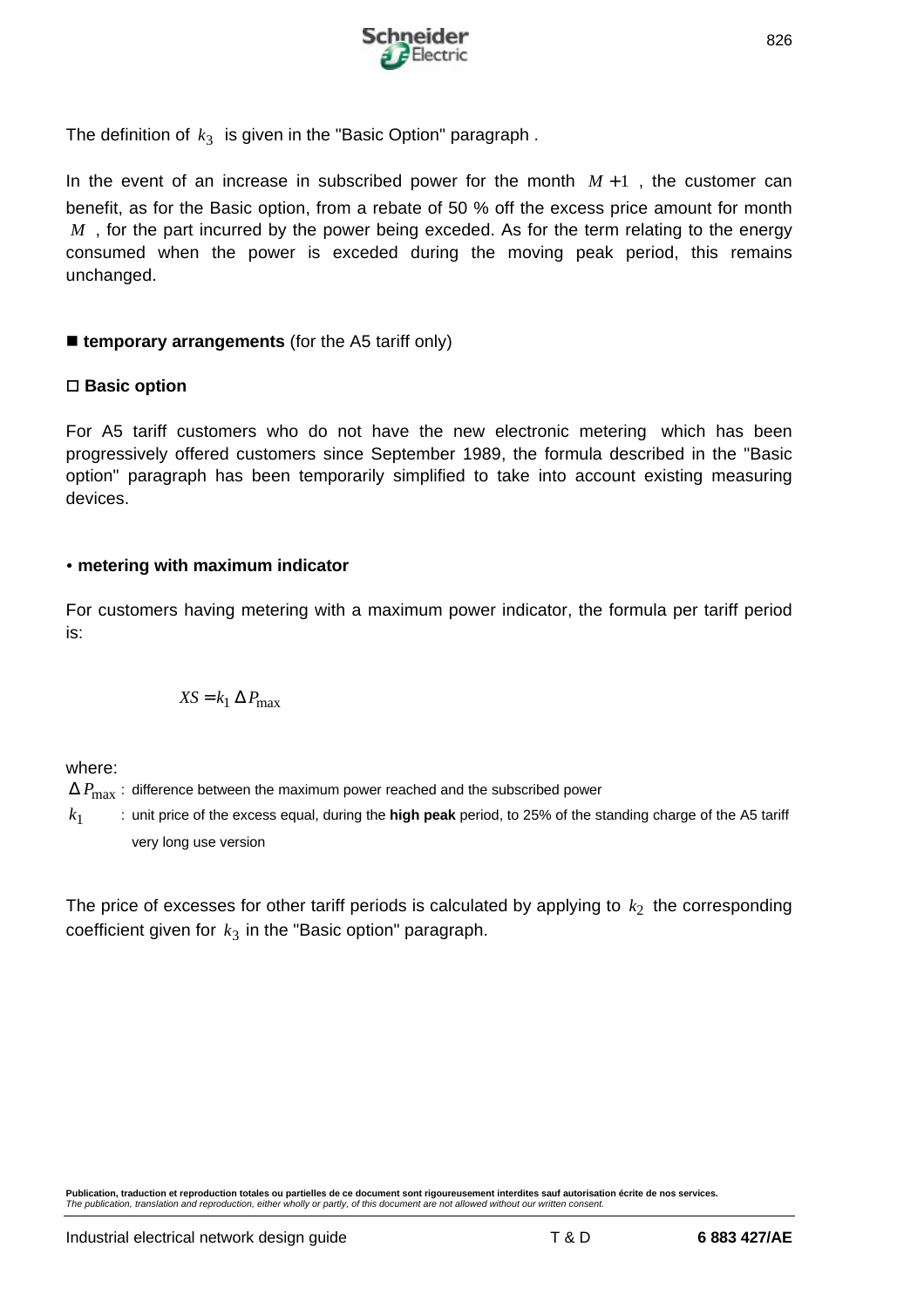The definition of $k_3$ is given in the "Basic Option" paragraph .

In the event of an increase in subscribed power for the month $M+1$ , the customer can benefit, as for the Basic option, from a rebate of 50 % off the excess price amount for month $M$ , for the part incurred by the power being exceded. As for the term relating to the energy consumed when the power is exceded during the moving peak period, this remains unchanged.

■ **temporary arrangements** (for the A5 tariff only)

□ **Basic option**

For A5 tariff customers who do not have the new electronic metering which has been progressively offered customers since September 1989, the formula described in the "Basic option" paragraph has been temporarily simplified to take into account existing measuring devices.

• **metering with maximum indicator**

For customers having metering with a maximum power indicator, the formula per tariff period is:

$$XS = k_1 \, \Delta P_{max}$$

where:

$\Delta P_{max}$ : difference between the maximum power reached and the subscribed power

$k_1$ : unit price of the excess equal, during the **high peak** period, to 25% of the standing charge of the A5 tariff very long use version

The price of excesses for other tariff periods is calculated by applying to $k_2$ the corresponding coefficient given for $k_3$ in the "Basic option" paragraph.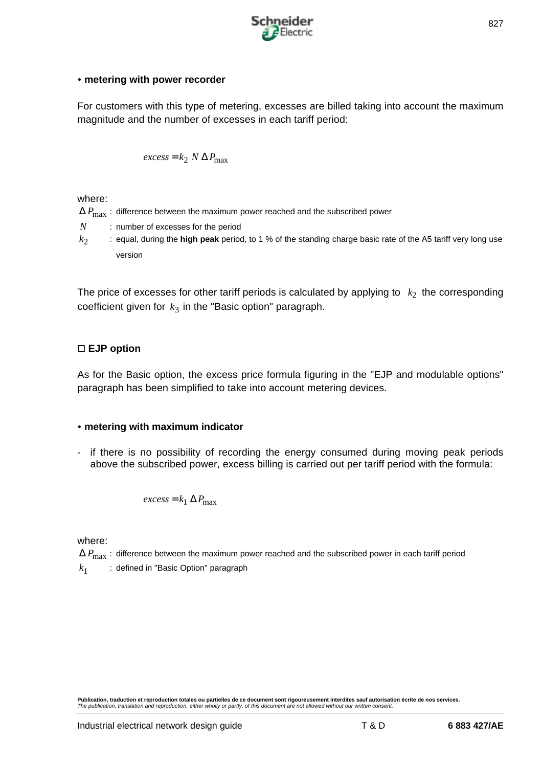• **metering with power recorder**

For customers with this type of metering, excesses are billed taking into account the maximum magnitude and the number of excesses in each tariff period:

$$excess = k_2 \; N \; \Delta P_{max}$$

where:

- $\Delta P_{max}$ : difference between the maximum power reached and the subscribed power
- $N$ : number of excesses for the period
- $k_2$ : equal, during the **high peak** period, to 1 % of the standing charge basic rate of the A5 tariff very long use version

The price of excesses for other tariff periods is calculated by applying to $k_2$ the corresponding coefficient given for $k_3$ in the "Basic option" paragraph.

### ◻ EJP option

As for the Basic option, the excess price formula figuring in the "EJP and modulable options" paragraph has been simplified to take into account metering devices.

• **metering with maximum indicator**

- if there is no possibility of recording the energy consumed during moving peak periods above the subscribed power, excess billing is carried out per tariff period with the formula:

$$excess = k_1 \; \Delta P_{max}$$

where:

- $\Delta P_{max}$ : difference between the maximum power reached and the subscribed power in each tariff period
- $k_1$ : defined in "Basic Option" paragraph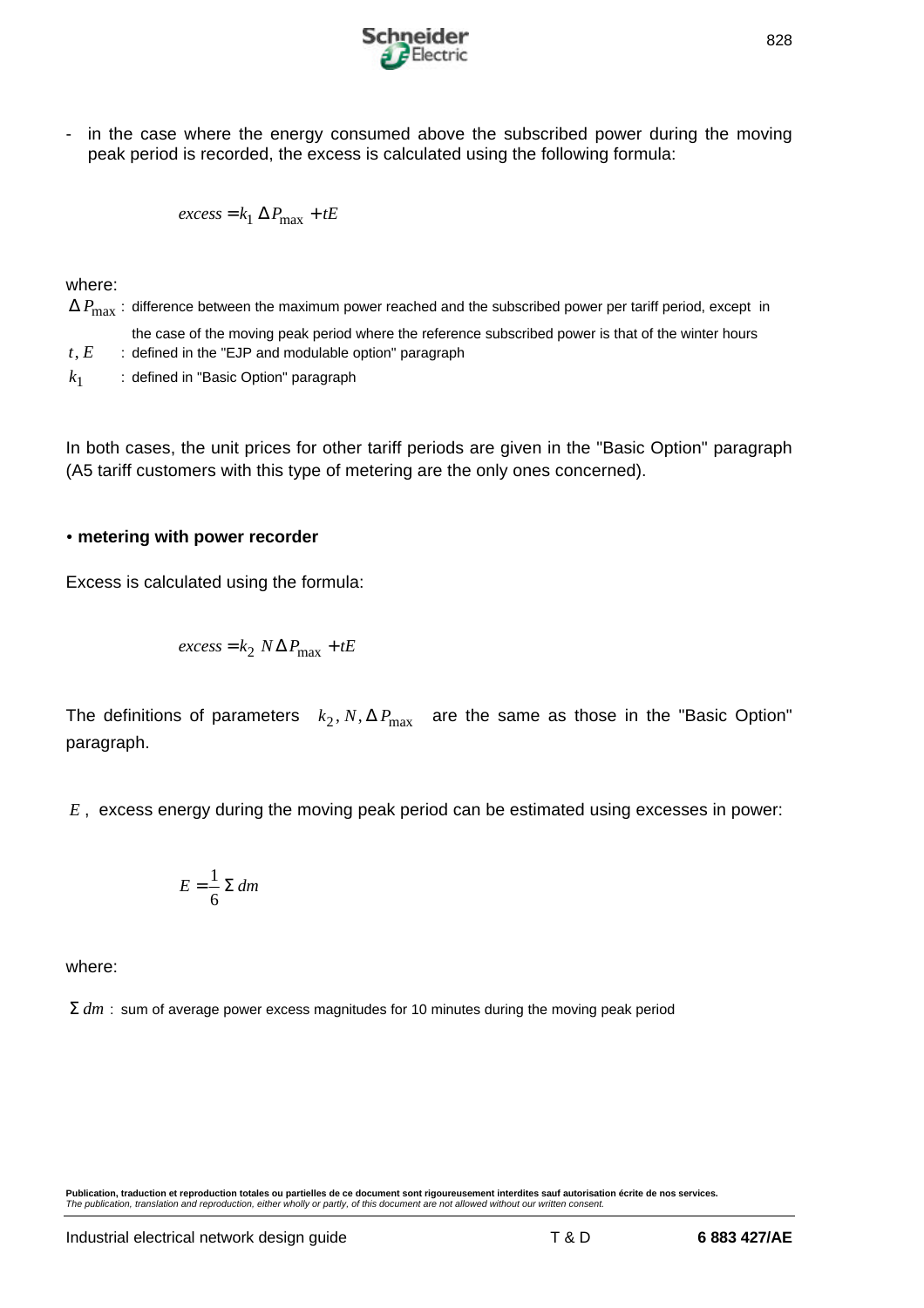- in the case where the energy consumed above the subscribed power during the moving peak period is recorded, the excess is calculated using the following formula:

$$excess = k_1 \, \Delta P_{max} + tE$$

where:

$\Delta P_{max}$ : difference between the maximum power reached and the subscribed power per tariff period, except in the case of the moving peak period where the reference subscribed power is that of the winter hours

$t, E$ : defined in the "EJP and modulable option" paragraph

$k_1$ : defined in "Basic Option" paragraph

In both cases, the unit prices for other tariff periods are given in the "Basic Option" paragraph (A5 tariff customers with this type of metering are the only ones concerned).

• **metering with power recorder**

Excess is calculated using the formula:

$$excess = k_2 \, N \Delta P_{max} + tE$$

The definitions of parameters $k_2, N, \Delta P_{max}$ are the same as those in the "Basic Option" paragraph.

$E$, excess energy during the moving peak period can be estimated using excesses in power:

$$E = \frac{1}{6} \Sigma \, dm$$

where:

$\Sigma \, dm$ : sum of average power excess magnitudes for 10 minutes during the moving peak period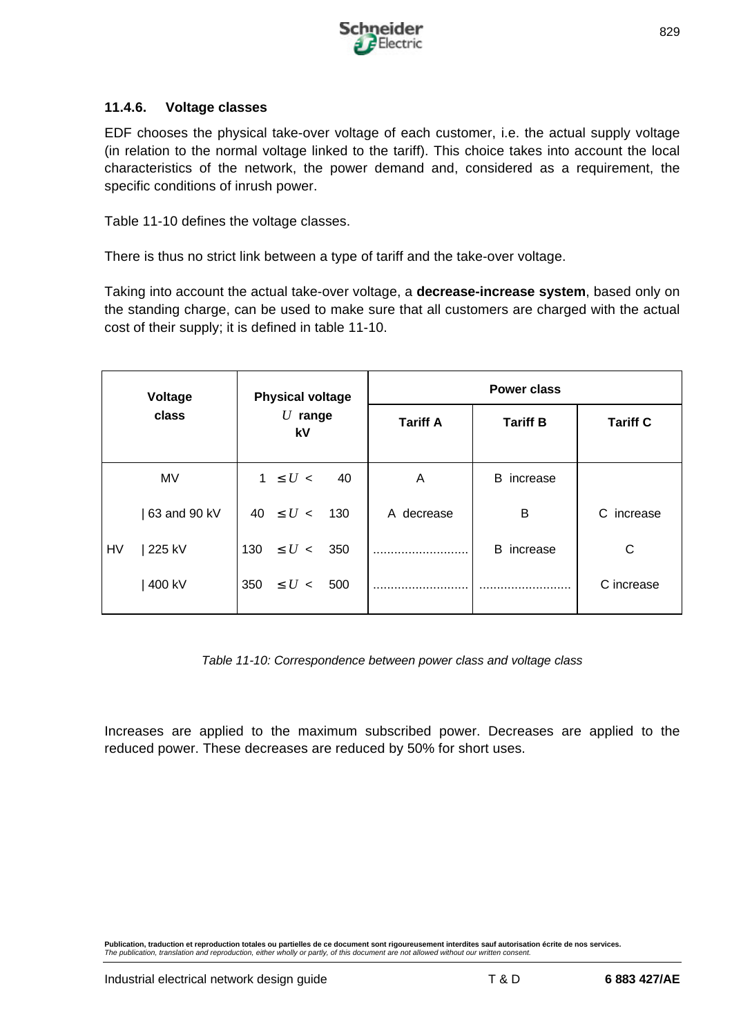### 11.4.6. Voltage classes

EDF chooses the physical take-over voltage of each customer, i.e. the actual supply voltage (in relation to the normal voltage linked to the tariff). This choice takes into account the local characteristics of the network, the power demand and, considered as a requirement, the specific conditions of inrush power.

Table 11-10 defines the voltage classes.

There is thus no strict link between a type of tariff and the take-over voltage.

Taking into account the actual take-over voltage, a **decrease-increase system**, based only on the standing charge, can be used to make sure that all customers are charged with the actual cost of their supply; it is defined in table 11-10.

| Voltage class | | Physical voltage $U$ range kV | Power class | | |
|---|---|---|---|---|---|
| | | | **Tariff A** | **Tariff B** | **Tariff C** |
| MV | | $1 \leq U < 40$ | A | B increase | |
| HV | 63 and 90 kV | $40 \leq U < 130$ | A decrease | B | C increase |
| | 225 kV | $130 \leq U < 350$ | ........................... | B increase | C |
| | 400 kV | $350 \leq U < 500$ | ........................... | .......................... | C increase |

*Table 11-10: Correspondence between power class and voltage class*

Increases are applied to the maximum subscribed power. Decreases are applied to the reduced power. These decreases are reduced by 50% for short uses.